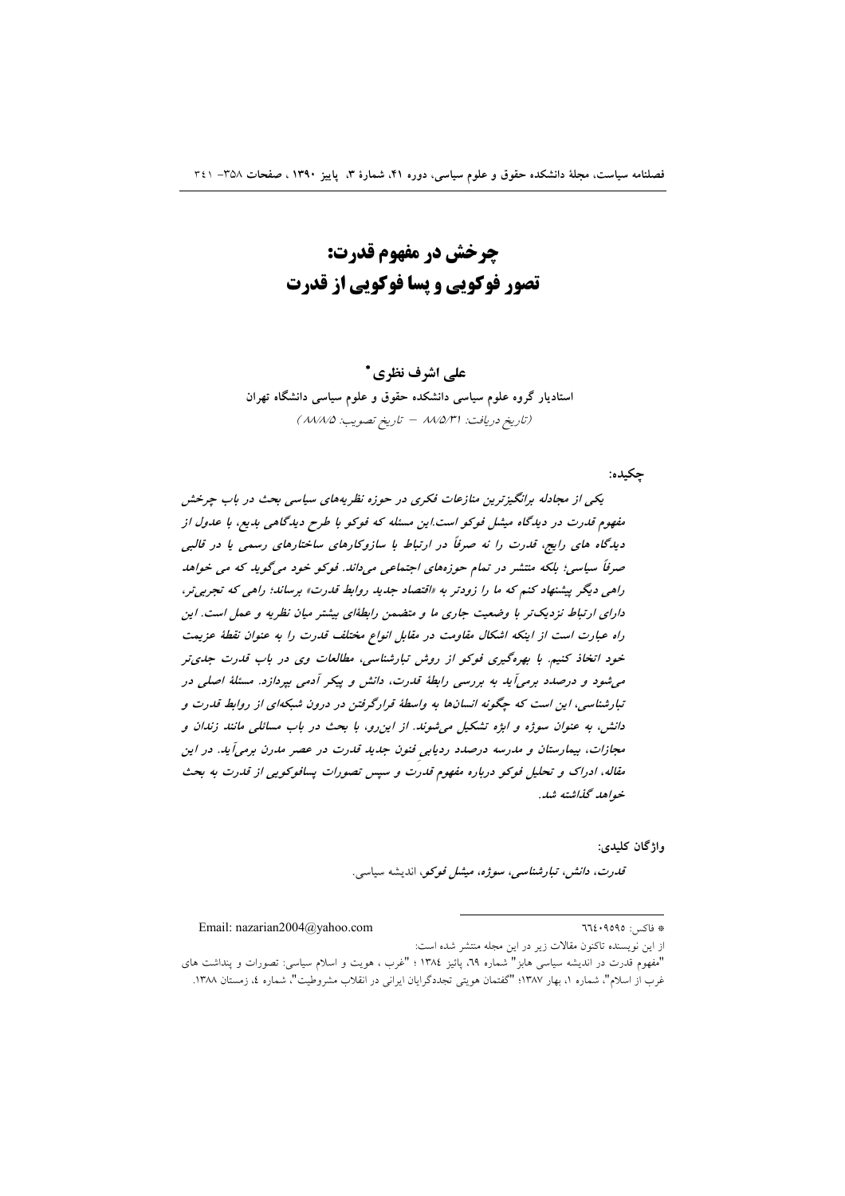# چرخش در مفهوم قدرت: تصور فوکویی و پسا فوکویی از قدرت

**علی اشرف نظری** *

استادیار گروه علوم سیاسی دانشکده حقوق و علوم سیاسی دانشگاه تهران

(تاریخ دریافت: ۸۸/۵/۳۱ – تاریخ تصویب: ۸۸/۸/۵)

**چکیده:**

*یکی از مجادله برانگیزترین منازعات فکری در حوزه نظریه‌های سیاسی بحث در باب چرخش مفهوم قدرت در دیدگاه میشل فوکو است.این مسئله که فوکو با طرح دیدگاهی بدیع، با عدول از دیدگاه های رایج، قدرت را نه صرفاً در ارتباط با سازوکارهای ساختارهای رسمی یا در قالبی صرفاً سیاسی؛ بلکه منتشر در تمام حوزه‌های اجتماعی می‌داند. فوکو خود می‌گوید که می خواهد راهی دیگر پیشنهاد کنم که ما را زودتر به «اقتصاد جدید روابط قدرت» برساند؛ راهی که تجربی‌تر، دارای ارتباط نزدیک‌تر با وضعیت جاری ما و متضمن رابطه‌ای بیشتر میان نظریه و عمل است. این راه عبارت است از اینکه اشکال مقاومت در مقابل انواع مختلف قدرت را به عنوان نقطهٔ عزیمت خود اتخاذ کنیم. با بهره‌گیری فوکو از روش تبارشناسی، مطالعات وی در باب قدرت جدی‌تر می‌شود و درصدد برمی‌آید به بررسی رابطهٔ قدرت، دانش و پیکر آدمی بپردازد. مسئلهٔ اصلی در تبارشناسی، این است که چگونه انسان‌ها به واسطهٔ قرارگرفتن در درون شبکه‌ای از روابط قدرت و دانش، به عنوان سوژه و ابژه تشکیل می‌شوند. از این‌رو، با بحث در باب مسائلی مانند زندان و مجازات، بیمارستان و مدرسه درصدد ردیابی فنون جدید قدرت در عصر مدرن برمی‌آید. در این مقاله، ادراک و تحلیل فوکو درباره مفهوم قدرت و سپس تصورات پسافوکویی از قدرت به بحث خواهد گذاشته شد.*

**واژگان کلیدی:**

*قدرت، دانش، تبارشناسی، سوژه، میشل فوکو*، اندیشه سیاسی.

---

* فاکس: ۶۶۴۰۹۵۹۵ — Email: nazarian2004@yahoo.com

از این نویسنده تاکنون مقالات زیر در این مجله منتشر شده است:

"مفهوم قدرت در اندیشه سیاسی هابز" شماره ۶۹، پائیز ۱۳۸۴ ؛ "غرب ، هویت و اسلام سیاسی: تصورات و پنداشت های غرب از اسلام"، شماره ۱، بهار ۱۳۸۷؛ "گفتمان هویتی تجددگرایان ایرانی در انقلاب مشروطیت"، شماره ٤، زمستان ۱۳۸۸.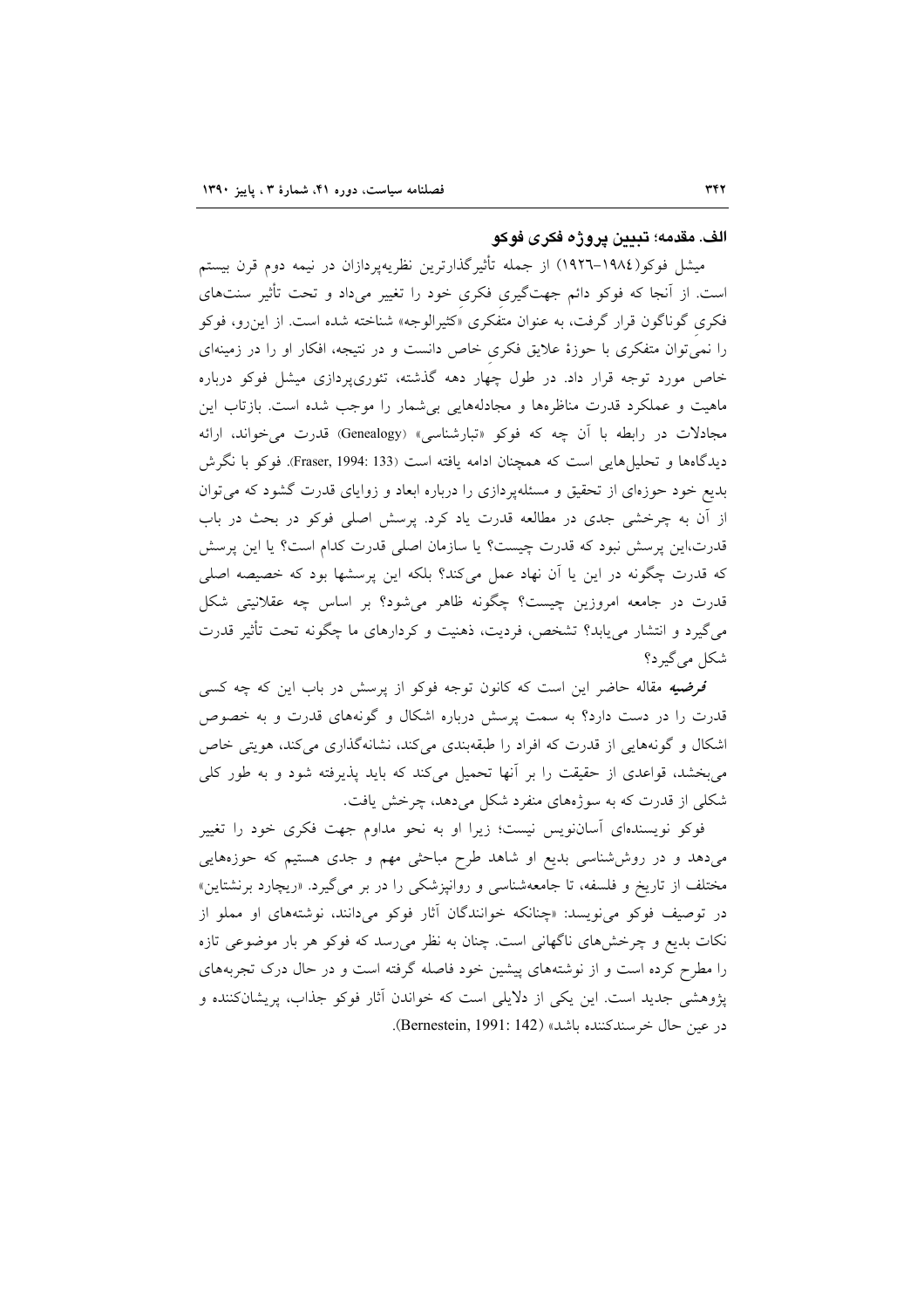## الف. مقدمه؛ تبیین پروژه فکری فوکو

میشل فوکو(۱۹۸٤-۱۹۲٦) از جمله تأثیرگذارترین نظریه‌پردازان در نیمه دوم قرن بیستم است. از آنجا که فوکو دائم جهت‌گیری فکری خود را تغییر می‌داد و تحت تأثیر سنت‌های فکری گوناگون قرار گرفت، به عنوان متفکری «کثیرالوجه» شناخته شده است. از این‌رو، فوکو را نمی‌توان متفکری با حوزهٔ علایق فکری خاص دانست و در نتیجه، افکار او را در زمینه‌ای خاص مورد توجه قرار داد. در طول چهار دهه گذشته، تئوری‌پردازی میشل فوکو درباره ماهیت و عملکرد قدرت مناظره‌ها و مجادله‌هایی بی‌شمار را موجب شده است. بازتاب این مجادلات در رابطه با آن چه که فوکو «تبارشناسی» (Genealogy) قدرت می‌خواند، ارائه دیدگاه‌ها و تحلیل‌هایی است که همچنان ادامه یافته است (Fraser, 1994: 133). فوکو با نگرش بدیع خود حوزه‌ای از تحقیق و مسئله‌پردازی را درباره ابعاد و زوایای قدرت گشود که می‌توان از آن به چرخشی جدی در مطالعه قدرت یاد کرد. پرسش اصلی فوکو در بحث در باب قدرت،این پرسش نبود که قدرت چیست؟ یا سازمان اصلی قدرت کدام است؟ یا این پرسش که قدرت چگونه در این یا آن نهاد عمل می‌کند؟ بلکه این پرسشها بود که خصیصه اصلی قدرت در جامعه امروزین چیست؟ چگونه ظاهر می‌شود؟ بر اساس چه عقلانیتی شکل می‌گیرد و انتشار می‌یابد؟ تشخص، فردیت، ذهنیت و کردارهای ما چگونه تحت تأثیر قدرت شکل می‌گیرد؟

***فرضیه*** مقاله حاضر این است که کانون توجه فوکو از پرسش در باب این که چه کسی قدرت را در دست دارد؟ به سمت پرسش درباره اشکال و گونه‌های قدرت و به خصوص اشکال و گونه‌هایی از قدرت که افراد را طبقه‌بندی می‌کند، نشانه‌گذاری می‌کند، هویتی خاص می‌بخشد، قواعدی از حقیقت را بر آنها تحمیل می‌کند که باید پذیرفته شود و به طور کلی شکلی از قدرت که به سوژه‌های منفرد شکل می‌دهد، چرخش یافت.

فوکو نویسنده‌ای آسان‌نویس نیست؛ زیرا او به نحو مداوم جهت فکری خود را تغییر می‌دهد و در روش‌شناسی بدیع او شاهد طرح مباحثی مهم و جدی هستیم که حوزه‌هایی مختلف از تاریخ و فلسفه، تا جامعه‌شناسی و روانپزشکی را در بر می‌گیرد. «ریچارد برنشتاین» در توصیف فوکو می‌نویسد: «چنانکه خوانندگان آثار فوکو می‌دانند، نوشته‌های او مملو از نکات بدیع و چرخش‌های ناگهانی است. چنان به نظر می‌رسد که فوکو هر بار موضوعی تازه را مطرح کرده است و از نوشته‌های پیشین خود فاصله گرفته است و در حال درک تجربه‌های پژوهشی جدید است. این یکی از دلایلی است که خواندن آثار فوکو جذاب، پریشان‌کننده و در عین حال خرسندکننده باشد» (Bernestein, 1991: 142).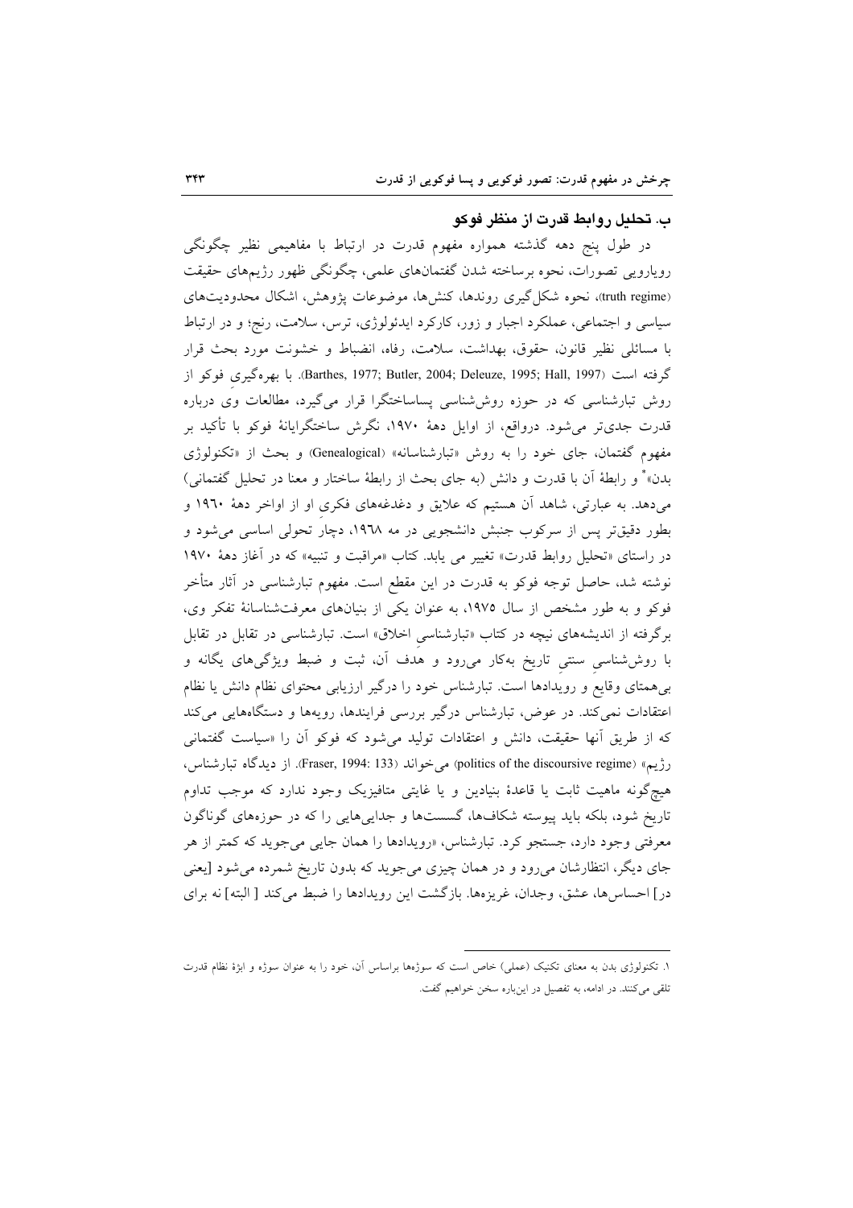### ب. تحلیل روابط قدرت از منظر فوکو

در طول پنج دهه گذشته همواره مفهوم قدرت در ارتباط با مفاهیمی نظیر چگونگی رویارویی تصورات، نحوه برساخته شدن گفتمان‌های علمی، چگونگی ظهور رژیم‌های حقیقت (truth regime)، نحوه شکل‌گیری روندها، کنش‌ها، موضوعات پژوهش، اشکال محدودیت‌های سیاسی و اجتماعی، عملکرد اجبار و زور، کارکرد ایدئولوژی، ترس، سلامت، رنج؛ و در ارتباط با مسائلی نظیر قانون، حقوق، بهداشت، سلامت، رفاه، انضباط و خشونت مورد بحث قرار گرفته است (Barthes, 1977; Butler, 2004; Deleuze, 1995; Hall, 1997). با بهره‌گیری فوکو از روش تبارشناسی که در حوزه روش‌شناسی پساساختگرا قرار می‌گیرد، مطالعات وی درباره قدرت جدی‌تر می‌شود. درواقع، از اوایل دهۀ ۱۹۷۰، نگرش ساختگرایانۀ فوکو با تأکید بر مفهوم گفتمان، جای خود را به روش «تبارشناسانه» (Genealogical) و بحث از «تکنولوژی بدن»[1] و رابطۀ آن با قدرت و دانش (به جای بحث از رابطۀ ساختار و معنا در تحلیل گفتمانی) می‌دهد. به عبارتی، شاهد آن هستیم که علایق و دغدغه‌های فکری او از اواخر دهۀ ۱۹٦۰ و بطور دقیق‌تر پس از سرکوب جنبش دانشجویی در مه ۱۹٦۸، دچار تحولی اساسی می‌شود و در راستای «تحلیل روابط قدرت» تغییر می یابد. کتاب «مراقبت و تنبیه» که در آغاز دهۀ ۱۹۷۰ نوشته شد، حاصل توجه فوکو به قدرت در این مقطع است. مفهوم تبارشناسی در آثار متأخر فوکو و به طور مشخص از سال ۱۹۷۵، به عنوان یکی از بنیان‌های معرفت‌شناسانۀ تفکر وی، برگرفته از اندیشه‌های نیچه در کتاب «تبارشناسیِ اخلاق» است. تبارشناسی در تقابل با روش‌شناسیِ سنتیِ تاریخ به‌کار می‌رود و هدف آن، ثبت و ضبط ویژگی‌های یگانه و بی‌همتای وقایع و رویدادها است. تبارشناس خود را درگیر ارزیابی محتوای نظام دانش یا نظام اعتقادات نمی‌کند. در عوض، تبارشناس درگیر بررسی فرایندها، رویه‌ها و دستگاه‌هایی می‌کند که از طریق آنها حقیقت، دانش و اعتقادات تولید می‌شود که فوکو آن را «سیاست گفتمانی رژیم» (politics of the discoursive regime) می‌خواند (Fraser, 1994: 133). از دیدگاه تبارشناس، هیچ‌گونه ماهیت ثابت یا قاعدۀ بنیادین و یا غایتی متافیزیک وجود ندارد که موجب تداوم تاریخ شود، بلکه باید پیوسته شکاف‌ها، گسست‌ها و جدایی‌هایی را که در حوزه‌های گوناگون معرفتی وجود دارد، جستجو کرد. تبارشناس، «رویدادها را همان جایی می‌جوید که کمتر از هر جای دیگر، انتظارشان می‌رود و در همان چیزی می‌جوید که بدون تاریخ شمرده می‌شود [یعنی در] احساس‌ها، عشق، وجدان، غریزه‌ها. بازگشت این رویدادها را ضبط می‌کند [ البته] نه برای

---

۱. تکنولوژی بدن به معنای تکنیک (عملی) خاص است که سوژه‌ها براساس آن، خود را به عنوان سوژه و ابژۀ نظام قدرت تلقی می‌کنند. در ادامه، به تفصیل در این‌باره سخن خواهیم گفت.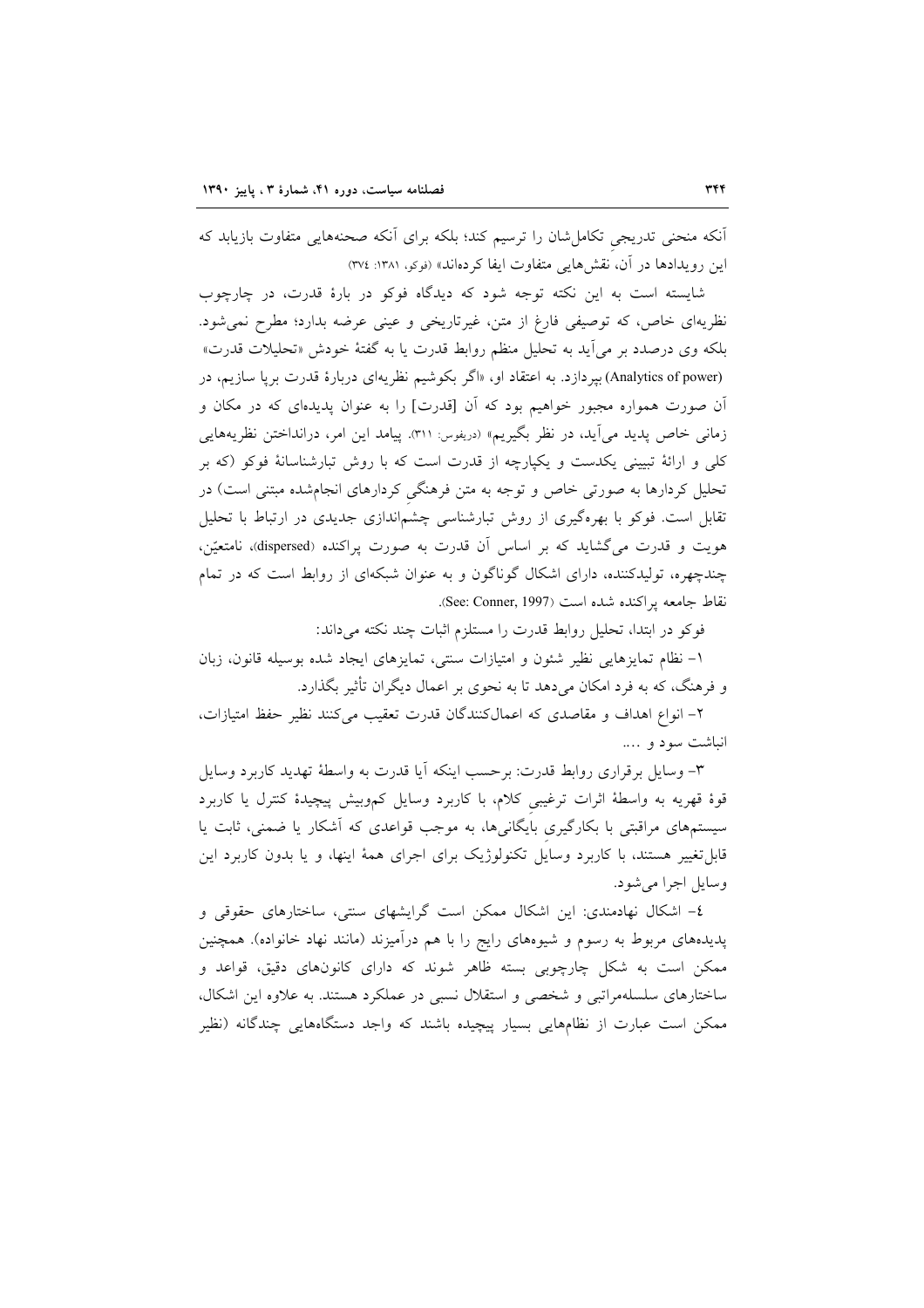آنکه منحنی تدریجیِ تکامل‌شان را ترسیم کند؛ بلکه برای آنکه صحنه‌هایی متفاوت بازیابد که این رویدادها در آن، نقش‌هایی متفاوت ایفا کرده‌اند» (فوکو، ۱۳۸۱: ۳۷٤)

شایسته است به این نکته توجه شود که دیدگاه فوکو در بارهٔ قدرت، در چارچوب نظریه‌ای خاص، که توصیفی فارغ از متن، غیرتاریخی و عینی عرضه بدارد؛ مطرح نمی‌شود. بلکه وی درصدد بر می‌آید به تحلیل منظم روابط قدرت یا به گفتهٔ خودش «تحلیلات قدرت» (Analytics of power) بپردازد. به اعتقاد او، «اگر بکوشیم نظریه‌ای دربارهٔ قدرت برپا سازیم، در آن صورت همواره مجبور خواهیم بود که آن [قدرت] را به عنوان پدیده‌ای که در مکان و زمانی خاص پدید می‌آید، در نظر بگیریم» (دریفوس: ۳۱۱). پیامد این امر، درانداختن نظریه‌هایی کلی و ارائهٔ تبیینی یکدست و یکپارچه از قدرت است که با روش تبارشناسانهٔ فوکو (که بر تحلیل کردارها به صورتی خاص و توجه به متن فرهنگیِ کردارهای انجام‌شده مبتنی است) در تقابل است. فوکو با بهره‌گیری از روش تبارشناسی چشم‌اندازی جدیدی در ارتباط با تحلیل هویت و قدرت می‌گشاید که بر اساس آن قدرت به صورت پراکنده (dispersed)، نامتعیّن، چندچهره، تولیدکننده، دارای اشکال گوناگون و به عنوان شبکه‌ای از روابط است که در تمام نقاط جامعه پراکنده شده است (See: Conner, 1997).

فوکو در ابتدا، تحلیل روابط قدرت را مستلزم اثبات چند نکته می‌داند:

۱- نظام تمایزهایی نظیر شئون و امتیازات سنتی، تمایزهای ایجاد شده بوسیله قانون، زبان و فرهنگ، که به فرد امکان می‌دهد تا به نحوی بر اعمال دیگران تأثیر بگذارد.

۲- انواع اهداف و مقاصدی که اعمال‌کنندگان قدرت تعقیب می‌کنند نظیر حفظ امتیازات، انباشت سود و ....

۳- وسایل برقراری روابط قدرت: برحسب اینکه آیا قدرت به واسطهٔ تهدید کاربرد وسایل قوهٔ قهریه به واسطهٔ اثرات ترغیبیِ کلام، با کاربرد وسایل کم‌وبیش پیچیدهٔ کنترل یا کاربرد سیستم‌های مراقبتی با بکارگیریِ بایگانی‌ها، به موجب قواعدی که آشکار یا ضمنی، ثابت یا قابل‌تغییر هستند، با کاربرد وسایلِ تکنولوژیک برای اجرای همهٔ اینها، و یا بدون کاربرد این وسایل اجرا می‌شود.

٤- اشکال نهادمندی: این اشکال ممکن است گرایشهای سنتی، ساختارهای حقوقی و پدیده‌های مربوط به رسوم و شیوه‌های رایج را با هم درآمیزند (مانند نهاد خانواده). همچنین ممکن است به شکل چارچوبی بسته ظاهر شوند که دارای کانون‌های دقیق، قواعد و ساختارهای سلسله‌مراتبی و شخصی و استقلال نسبی در عملکرد هستند. به علاوه این اشکال، ممکن است عبارت از نظام‌هایی بسیار پیچیده باشند که واجد دستگاه‌هایی چندگانه (نظیر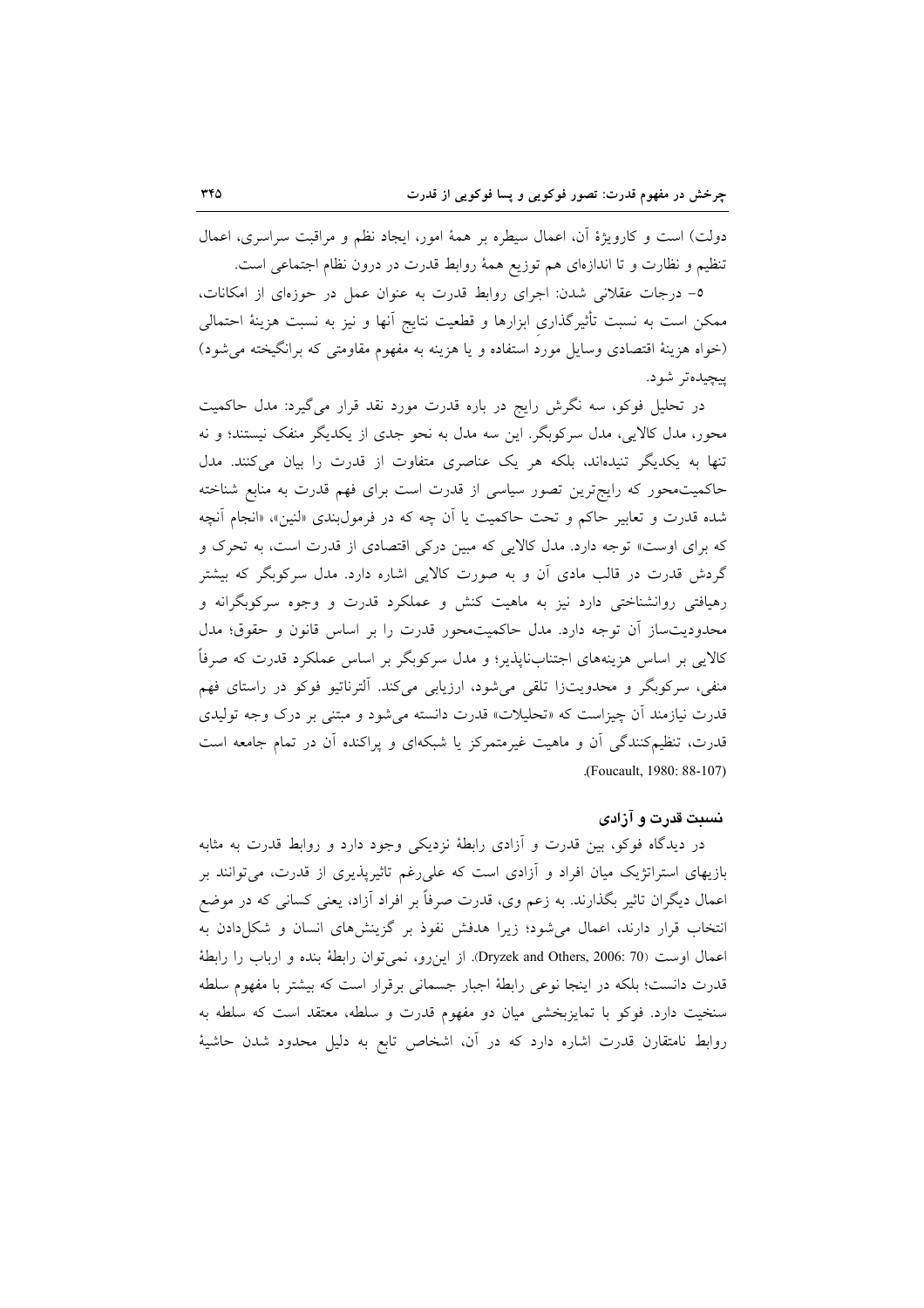دولت) است و کارویژهٔ آن، اعمال سیطره بر همهٔ امور، ایجاد نظم و مراقبت سراسری، اعمال تنظیم و نظارت و تا اندازه‌ای هم توزیع همهٔ روابط قدرت در درون نظام اجتماعی است.

۵- درجات عقلانی شدن: اجرای روابط قدرت به عنوان عمل در حوزه‌ای از امکانات، ممکن است به نسبت تأثیرگذاری ابزارها و قطعیت نتایج آنها و نیز به نسبت هزینهٔ احتمالی (خواه هزینهٔ اقتصادی وسایل موردِ استفاده و یا هزینه به مفهوم مقاومتی که برانگیخته می‌شود) پیچیده‌تر شود.

در تحلیل فوکو، سه نگرش رایج در باره قدرت مورد نقد قرار می‌گیرد: مدل حاکمیت محور، مدل کالایی، مدل سرکوبگر. این سه مدل به نحو جدی از یکدیگر منفک نیستند؛ و نه تنها به یکدیگر تنیده‌اند، بلکه هر یک عناصری متفاوت از قدرت را بیان می‌کنند. مدل حاکمیت‌محور که رایج‌ترین تصور سیاسی از قدرت است برای فهم قدرت به منابع شناخته شده قدرت و تعابیر حاکم و تحت حاکمیت یا آن چه که در فرمول‌بندی «لنین»، «انجام آنچه که برای اوست» توجه دارد. مدل کالایی که مبین درکی اقتصادی از قدرت است، به تحرک و گردش قدرت در قالب مادی آن و به صورت کالایی اشاره دارد. مدل سرکوبگر که بیشتر رهیافتی روانشناختی دارد نیز به ماهیت کنش و عملکرد قدرت و وجوه سرکوبگرانه و محدودیت‌ساز آن توجه دارد. مدل حاکمیت‌محور قدرت را بر اساس قانون و حقوق؛ مدل کالایی بر اساس هزینه‌های اجتناب‌ناپذیر؛ و مدل سرکوبگر بر اساس عملکرد قدرت که صرفاً منفی، سرکوبگر و محدویت‌زا تلقی می‌شود، ارزیابی می‌کند. آلترناتیو فوکو در راستای فهم قدرت نیازمند آن چیزاست که «تحلیلات» قدرت دانسته می‌شود و مبتنی بر درک وجه تولیدی قدرت، تنظیم‌کنندگی آن و ماهیت غیرمتمرکز یا شبکه‌ای و پراکنده آن در تمام جامعه است (Foucault, 1980: 88-107).

### نسبت قدرت و آزادی

در دیدگاه فوکو، بین قدرت و آزادی رابطهٔ نزدیکی وجود دارد و روابط قدرت به مثابه بازیهای استراتژیک میان افراد و آزادی است که علی‌رغم تاثیرپذیری از قدرت، می‌توانند بر اعمال دیگران تاثیر بگذارند. به زعم وی، قدرت صرفاً بر افراد آزاد، یعنی کسانی که در موضع انتخاب قرار دارند، اعمال می‌شود؛ زیرا هدفش نفوذ بر گزینش‌های انسان و شکل‌دادن به اعمال اوست (Dryzek and Others, 2006: 70). از این‌رو، نمی‌توان رابطهٔ بنده و ارباب را رابطهٔ قدرت دانست؛ بلکه در اینجا نوعی رابطهٔ اجبار جسمانی برقرار است که بیشتر با مفهوم سلطه سنخیت دارد. فوکو با تمایزبخشی میان دو مفهوم قدرت و سلطه، معتقد است که سلطه به روابط نامتقارن قدرت اشاره دارد که در آن، اشخاص تابع به دلیل محدود شدن حاشیهٔ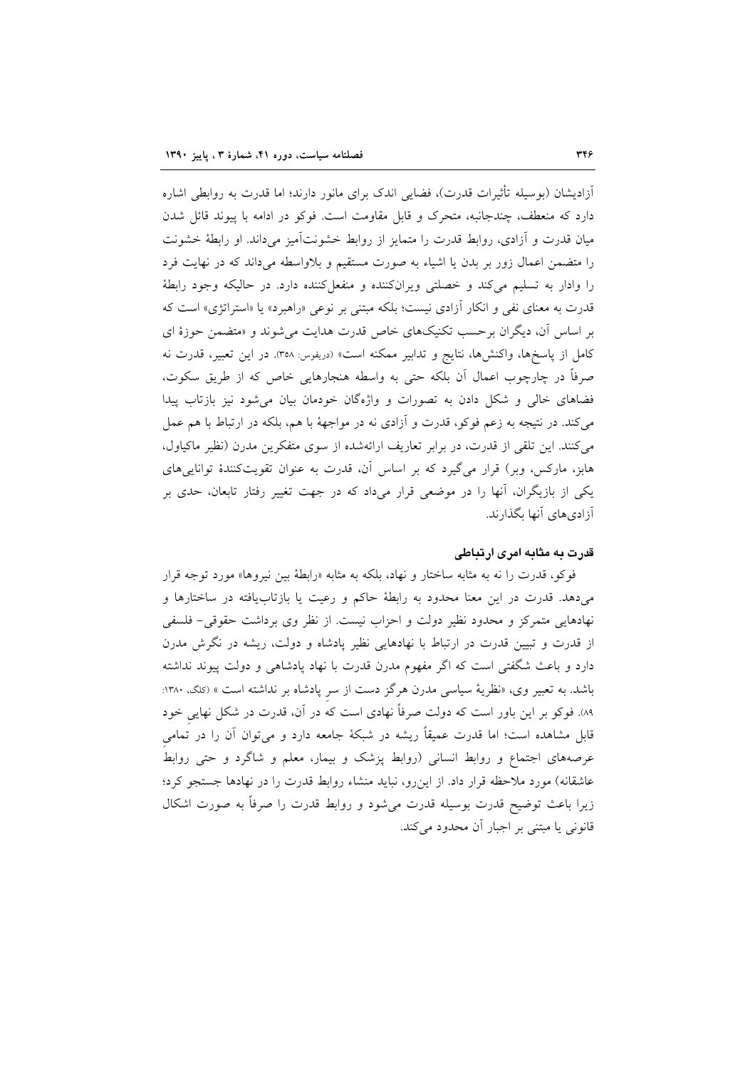آزادیشان (بوسیله تأثیرات قدرت)، فضایی اندک برای مانور دارند؛ اما قدرت به روابطی اشاره دارد که منعطف، چندجانبه، متحرک و قابل مقاومت است. فوکو در ادامه با پیوند قائل شدن میان قدرت و آزادی، روابط قدرت را متمایز از روابط خشونت‌آمیز می‌داند. او رابطهٔ خشونت را متضمن اعمال زور بر بدن یا اشیاء به صورت مستقیم و بلاواسطه می‌داند که در نهایت فرد را وادار به تسلیم می‌کند و خصلتی ویرانکننده و منفعل‌کننده دارد. در حالیکه وجود رابطهٔ قدرت به معنای نفی و انکار آزادی نیست؛ بلکه مبتنی بر نوعی «راهبرد» یا «استراتژی» است که بر اساس آن، دیگران برحسب تکنیک‌های خاص قدرت هدایت می‌شوند و «متضمن حوزهٔ ای کامل از پاسخ‌ها، واکنش‌ها، نتایج و تدابیر ممکنه است» (دریفوس: ۳۵۸). در این تعبیر، قدرت نه صرفاً در چارچوب اعمال آن بلکه حتی به واسطه هنجارهایی خاص که از طریق سکوت، فضاهای خالی و شکل دادن به تصورات و واژگان خودمان بیان می‌شود نیز بازتاب پیدا می‌کند. در نتیجه به زعم فوکو، قدرت و آزادی نه در مواجههٔ با هم، بلکه در ارتباط با هم عمل می‌کنند. این تلقی از قدرت، در برابر تعاریف ارائه‌شده از سوی متفکرین مدرن (نظیر ماکیاول، هابز، مارکس، وبر) قرار می‌گیرد که بر اساس آن، قدرت به عنوان تقویت‌کنندهٔ توانایی‌های یکی از بازیگران، آنها را در موضعی قرار می‌داد که در جهت تغییر رفتار تابعان، حدی بر آزادی‌های آنها بگذارند.

### قدرت به مثابه امری ارتباطی

فوکو، قدرت را نه به مثابه ساختار و نهاد، بلکه به مثابه «رابطهٔ بین نیروها» مورد توجه قرار می‌دهد. قدرت در این معنا محدود به رابطهٔ حاکم و رعیت یا بازتاب‌یافته در ساختارها و نهادهایی متمرکز و محدود نظیر دولت و احزاب نیست. از نظر وی برداشت حقوقی- فلسفی از قدرت و تبیین قدرت در ارتباط با نهادهایی نظیر پادشاه و دولت، ریشه در نگرش مدرن دارد و باعث شگفتی است که اگر مفهوم مدرن قدرت با نهاد پادشاهی و دولت پیوند نداشته باشد. به تعبیر وی، «نظریهٔ سیاسی مدرن هرگز دست از سرِ پادشاه بر نداشته است » (کلگ، ۱۳۸۰: ۸۹). فوکو بر این باور است که دولت صرفاً نهادی است که در آن، قدرت در شکل نهاییِ خود قابل مشاهده است؛ اما قدرت عمیقاً ریشه در شبکهٔ جامعه دارد و می‌توان آن را در تمامیِ عرصه‌های اجتماع و روابط انسانی (روابط پزشک و بیمار، معلم و شاگرد و حتی روابط عاشقانه) مورد ملاحظه قرار داد. از این‌رو، نباید منشاء روابط قدرت را در نهادها جستجو کرد؛ زیرا باعث توضیح قدرت بوسیله قدرت می‌شود و روابط قدرت را صرفاً به صورت اشکال قانونی یا مبتنی بر اجبار آن محدود می‌کند.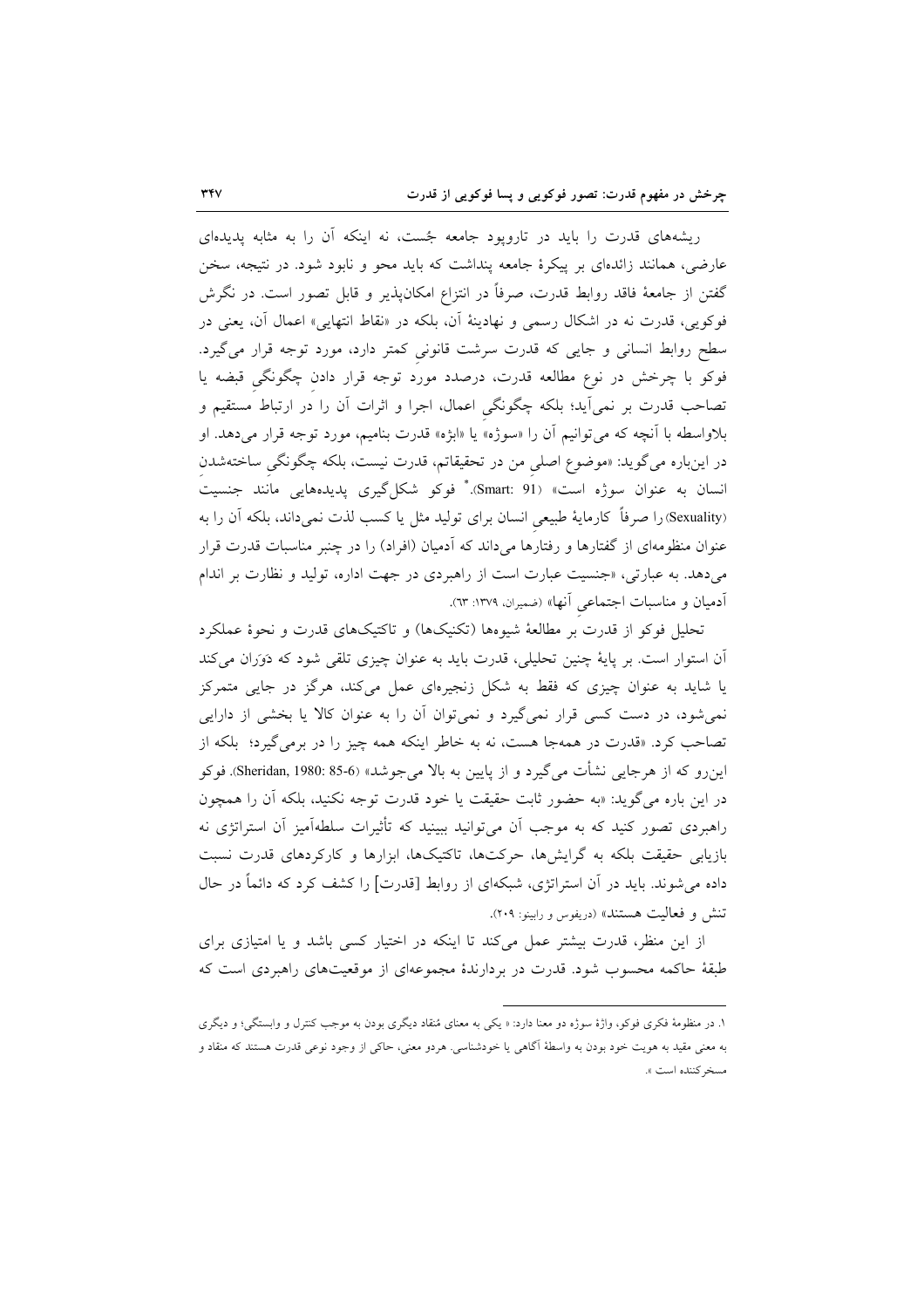ریشه‌های قدرت را باید در تاروپود جامعه جُست، نه اینکه آن را به مثابه پدیده‌ای عارضی، همانند زائده‌ای بر پیکرهٔ جامعه پنداشت که باید محو و نابود شود. در نتیجه، سخن گفتن از جامعهٔ فاقد روابط قدرت، صرفاً در انتزاع امکان‌پذیر و قابل تصور است. در نگرش فوکویی، قدرت نه در اشکال رسمی و نهادینهٔ آن، بلکه در «نقاط انتهایی» اعمال آن، یعنی در سطح روابط انسانی و جایی که قدرت سرشت قانونیِ کمتر دارد، مورد توجه قرار می‌گیرد. فوکو با چرخش در نوعِ مطالعه قدرت، درصدد موردِ توجه قرار دادنِ چگونگیِ قبضه یا تصاحب قدرت بر نمی‌آید؛ بلکه چگونگیِ اعمال، اجرا و اثرات آن را در ارتباطِ مستقیم و بلاواسطه با آنچه که می‌توانیم آن را «سوژه» یا «ابژه» قدرت بنامیم، مورد توجه قرار می‌دهد. او در این‌باره می‌گوید: «موضوعِ اصلیِ من در تحقیقاتم، قدرت نیست، بلکه چگونگیِ ساخته‌شدنِ انسان به عنوان سوژه است» (Smart: 91).[1] فوکو شکل‌گیری پدیده‌هایی مانند جنسیت (Sexuality) را صرفاً کارمایهٔ طبیعیِ انسان برای تولید مثل یا کسب لذت نمی‌داند، بلکه آن را به عنوان منظومه‌ای از گفتارها و رفتارها می‌داند که آدمیان (افراد) را در چنبر مناسبات قدرت قرار می‌دهد. به عبارتی، «جنسیت عبارت است از راهبردی در جهت اداره، تولید و نظارت بر اندام آدمیان و مناسبات اجتماعیِ آنها» (ضمیران، ۱۳۷۹: ٦٣).

تحلیل فوکو از قدرت بر مطالعهٔ شیوه‌ها (تکنیک‌ها) و تاکتیک‌های قدرت و نحوهٔ عملکرد آن استوار است. بر پایهٔ چنین تحلیلی، قدرت باید به عنوان چیزی تلقی شود که دَوَران می‌کند یا شاید به عنوان چیزی که فقط به شکل زنجیره‌ای عمل می‌کند، هرگز در جایی متمرکز نمی‌شود، در دست کسی قرار نمی‌گیرد و نمی‌توان آن را به عنوان کالا یا بخشی از دارایی تصاحب کرد. «قدرت در همه‌جا هست، نه به خاطر اینکه همه چیز را در برمی‌گیرد؛ بلکه از این‌رو که از هرجایی نشأت می‌گیرد و از پایین به بالا می‌جوشد» (Sheridan, 1980: 85-6). فوکو در این باره می‌گوید: «به حضور ثابت حقیقت یا خود قدرت توجه نکنید، بلکه آن را همچون راهبردی تصور کنید که به موجب آن می‌توانید ببینید که تأثیرات سلطه‌آمیز آن استراتژی نه بازیابی حقیقت بلکه به گرایش‌ها، حرکت‌ها، تاکتیک‌ها، ابزارها و کارکردهای قدرت نسبت داده می‌شوند. باید در آن استراتژی، شبکه‌ای از روابط [قدرت] را کشف کرد که دائماً در حال تنش و فعالیت هستند» (دریفوس و رابینو: ۲۰۹).

از این منظر، قدرت بیشتر عمل می‌کند تا اینکه در اختیار کسی باشد و یا امتیازی برای طبقهٔ حاکمه محسوب شود. قدرت در بردارندهٔ مجموعه‌ای از موقعیت‌های راهبردی است که

---

[1] در منظومهٔ فکری فوکو، واژهٔ سوژه دو معنا دارد: « یکی به معنای مُنقاد دیگری بودن به موجب کنترل و وابستگی؛ و دیگری به معنی مقید به هویت خود بودن به واسطهٔ آگاهی یا خودشناسی. هردو معنی، حاکی از وجود نوعی قدرت هستند که منقاد و مسخرکننده است ».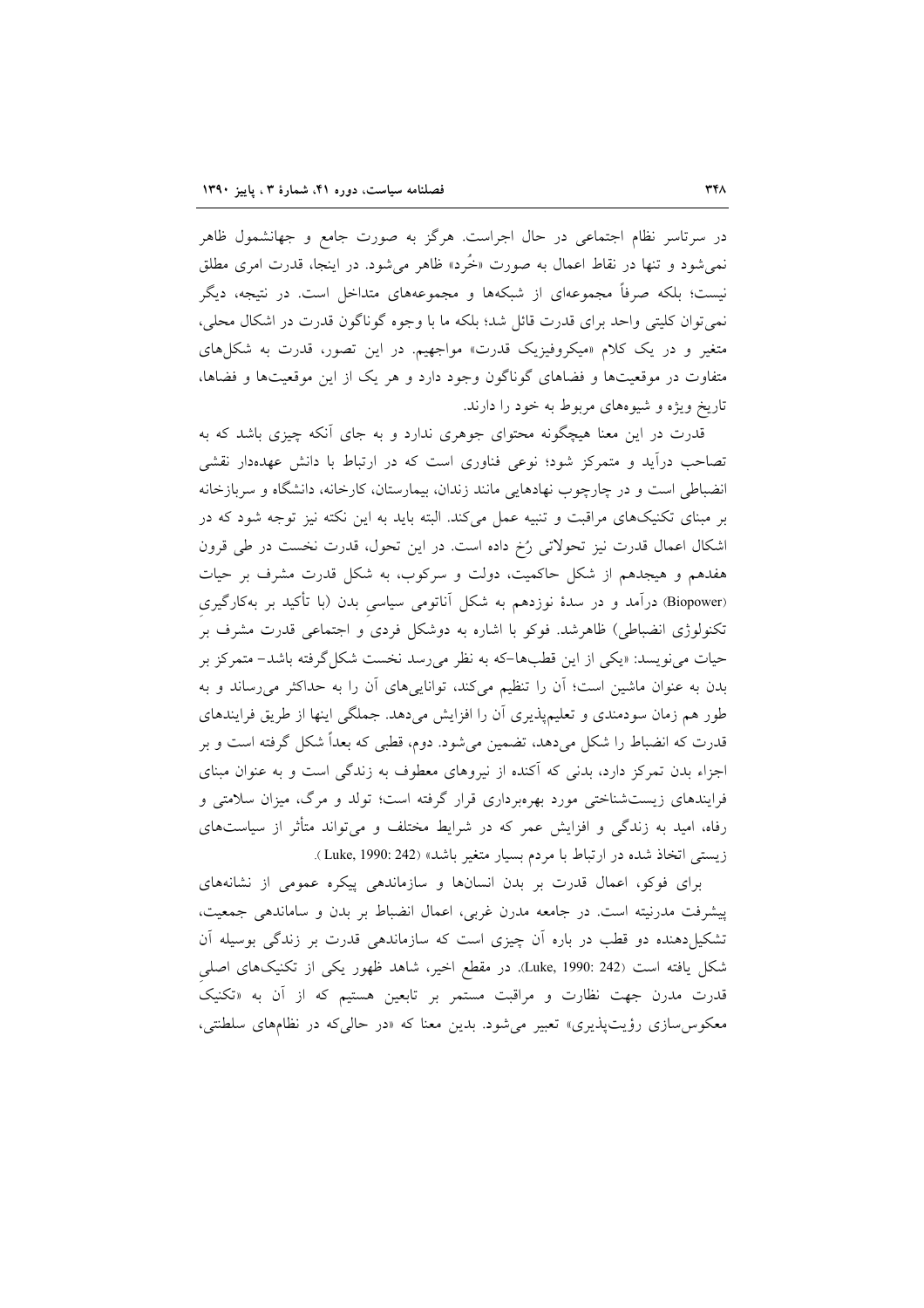در سرتاسر نظام اجتماعی در حال اجراست. هرگز به صورت جامع و جهانشمول ظاهر نمی‌شود و تنها در نقاط اعمال به صورت «خُرد» ظاهر می‌شود. در اینجا، قدرت امری مطلق نیست؛ بلکه صرفاً مجموعه‌ای از شبکه‌ها و مجموعه‌های متداخل است. در نتیجه، دیگر نمی‌توان کلیتی واحد برای قدرت قائل شد؛ بلکه ما با وجوه گوناگون قدرت در اشکال محلی، متغیر و در یک کلام «میکروفیزیک قدرت» مواجهیم. در این تصور، قدرت به شکل‌های متفاوت در موقعیت‌ها و فضاهای گوناگون وجود دارد و هر یک از این موقعیت‌ها و فضاها، تاریخ ویژه و شیوه‌های مربوط به خود را دارند.

قدرت در این معنا هیچگونه محتوای جوهری ندارد و به جای آنکه چیزی باشد که به تصاحب درآید و متمرکز شود؛ نوعی فناوری است که در ارتباط با دانش عهده‌دار نقشی انضباطی است و در چارچوب نهادهایی مانند زندان، بیمارستان، کارخانه، دانشگاه و سربازخانه بر مبنای تکنیک‌های مراقبت و تنبیه عمل می‌کند. البته باید به این نکته نیز توجه شود که در اشکال اعمال قدرت نیز تحولاتی رُخ داده است. در این تحول، قدرت نخست در طی قرون هفدهم و هیجدهم از شکل حاکمیت، دولت و سرکوب، به شکل قدرت مشرف بر حیات (Biopower) درآمد و در سدهٔ نوزدهم به شکل آناتومی سیاسیِ بدن (با تأکید بر به‌کارگیریِ تکنولوژی انضباطی) ظاهرشد. فوکو با اشاره به دوشکل فردی و اجتماعی قدرت مشرف بر حیات می‌نویسد: «یکی از این قطب‌ها-که به نظر می‌رسد نخست شکل‌گرفته باشد- متمرکز بر بدن به عنوان ماشین است؛ آن را تنظیم می‌کند، توانایی‌های آن را به حداکثر می‌رساند و به طور هم زمان سودمندی و تعلیم‌پذیری آن را افزایش می‌دهد. جملگی اینها از طریق فرایندهای قدرت که انضباط را شکل می‌دهد، تضمین می‌شود. دوم، قطبی که بعداً شکل گرفته است و بر اجزاء بدن تمرکز دارد، بدنی که آکنده از نیروهای معطوف به زندگی است و به عنوان مبنای فرایندهای زیست‌شناختی مورد بهره‌برداری قرار گرفته است؛ تولد و مرگ، میزان سلامتی و رفاه، امید به زندگی و افزایش عمر که در شرایط مختلف و می‌تواند متأثر از سیاست‌های زیستی اتخاذ شده در ارتباط با مردم بسیار متغیر باشد» (Luke, 1990: 242).

برای فوکو، اعمال قدرت بر بدن انسانها و سازماندهی پیکره عمومی از نشانه‌های پیشرفت مدرنیته است. در جامعه مدرن غربی، اعمال انضباط بر بدن و ساماندهی جمعیت، تشکیل‌دهنده دو قطب در باره آن چیزی است که سازماندهی قدرت بر زندگی بوسیله آن شکل یافته است (Luke, 1990: 242). در مقطع اخیر، شاهد ظهور یکی از تکنیک‌های اصلیِ قدرت مدرن جهت نظارت و مراقبت مستمر بر تابعین هستیم که از آن به «تکنیک معکوس‌سازی رؤیت‌پذیری» تعبیر می‌شود. بدین معنا که «در حالی‌که در نظام‌های سلطنتی،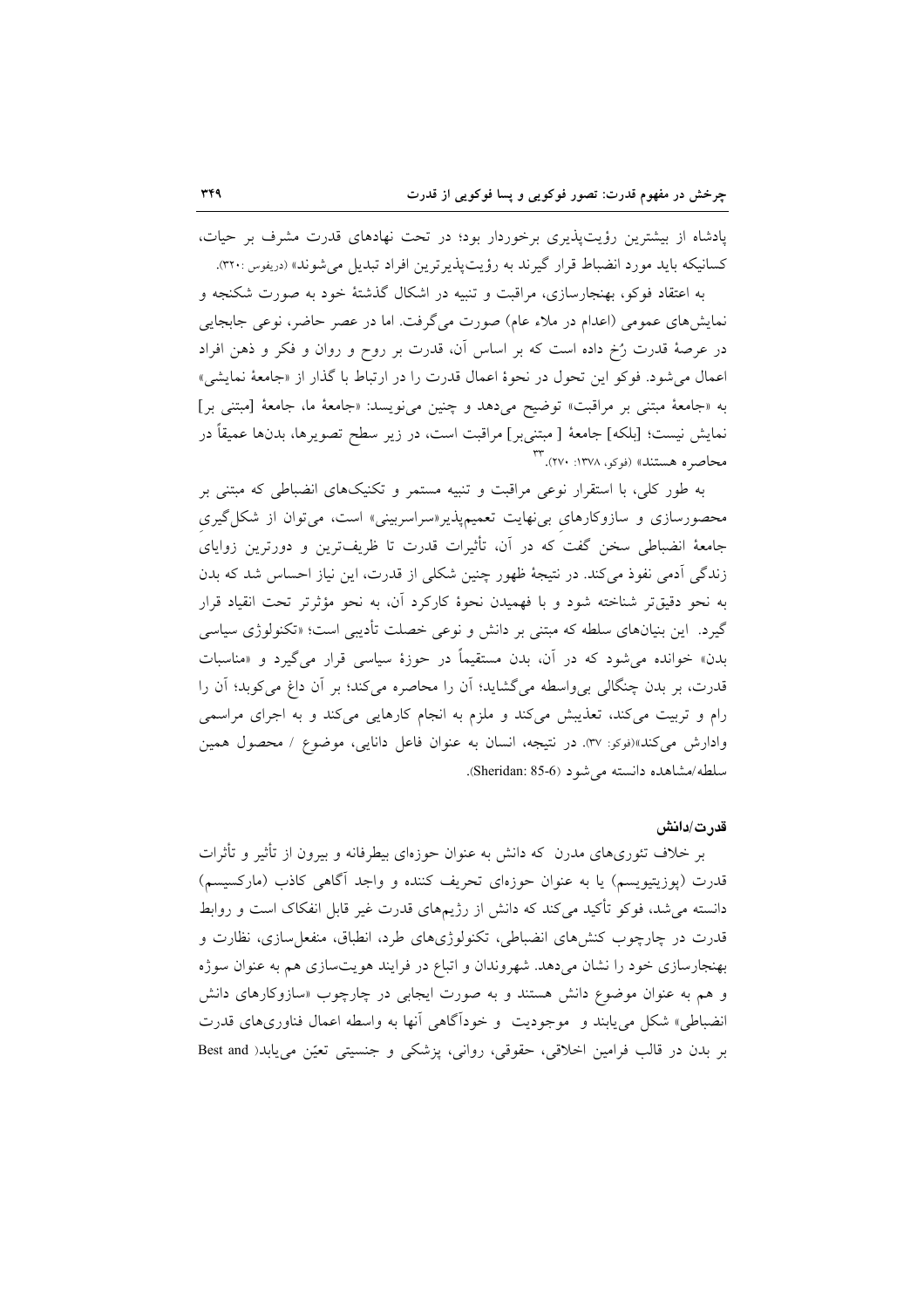پادشاه از بیشترین رؤیت‌پذیری برخوردار بود؛ در تحت نهادهای قدرت مشرف بر حیات، کسانیکه باید مورد انضباط قرار گیرند به رؤیت‌پذیرترین افراد تبدیل می‌شوند» (دریفوس :۳۲۰).

به اعتقاد فوکو، بهنجارسازی، مراقبت و تنبیه در اشکال گذشتهٔ خود به صورت شکنجه و نمایش‌های عمومی (اعدام در ملاء عام) صورت می‌گرفت. اما در عصر حاضر، نوعی جابجایی در عرصهٔ قدرت رُخ داده است که بر اساس آن، قدرت بر روح و روان و فکر و ذهن افراد اعمال می‌شود. فوکو این تحول در نحوهٔ اعمال قدرت را در ارتباط با گذار از «جامعهٔ نمایشی» به «جامعهٔ مبتنی بر مراقبت» توضیح می‌دهد و چنین می‌نویسد: «جامعهٔ ما، جامعهٔ [مبتنی بر] نمایش نیست؛ [بلکه] جامعهٔ [ مبتنی‌بر] مراقبت است، در زیر سطح تصویرها، بدن‌ها عمیقاً در محاصره هستند» (فوکو، ۱۳۷۸: ۲۷۰).[۳۳]

به طور کلی، با استقرار نوعی مراقبت و تنبیه مستمر و تکنیک‌های انضباطی که مبتنی بر محصورسازی و سازوکارهای بی‌نهایت تعمیم‌پذیر«سراسربینی» است، می‌توان از شکل‌گیریِ جامعهٔ انضباطی سخن گفت که در آن، تأثیرات قدرت تا ظریف‌ترین و دورترین زوایای زندگی آدمی نفوذ می‌کند. در نتیجهٔ ظهور چنین شکلی از قدرت، این نیاز احساس شد که بدن به نحو دقیق‌تر شناخته شود و با فهمیدن نحوهٔ کارکرد آن، به نحو مؤثرتر تحت انقیاد قرار گیرد. این بنیان‌های سلطه که مبتنی بر دانش و نوعی خصلت تأدیبی است؛ «تکنولوژی سیاسی بدن» خوانده می‌شود که در آن، بدن مستقیماً در حوزهٔ سیاسی قرار می‌گیرد و «مناسبات قدرت، بر بدن چنگالی بی‌واسطه می‌گشاید؛ آن را محاصره می‌کند؛ بر آن داغ می‌کوبد؛ آن را رام و تربیت می‌کند، تعذیبش می‌کند و ملزم به انجام کارهایی می‌کند و به اجرای مراسمی وادارش می‌کند»(فوکو: ۳۷). در نتیجه، انسان به عنوان فاعل دانایی، موضوع / محصول همین سلطه/مشاهده دانسته می‌شود (Sheridan: 85-6).

### قدرت/دانش

بر خلاف تئوری‌های مدرن که دانش به عنوان حوزه‌ای بیطرفانه و بیرون از تأثیر و تأثرات قدرت (پوزیتیویسم) یا به عنوان حوزه‌ای تحریف کننده و واجد آگاهی کاذب (مارکسیسم) دانسته می‌شد، فوکو تأکید می‌کند که دانش از رژیم‌های قدرت غیر قابل انفکاک است و روابط قدرت در چارچوب کنش‌های انضباطی، تکنولوژی‌های طرد، انطباق، منفعل‌سازی، نظارت و بهنجارسازی خود را نشان می‌دهد. شهروندان و اتباع در فرایند هویت‌سازی هم به عنوان سوژه و هم به عنوان موضوع دانش هستند و به صورت ایجابی در چارچوب «سازوکارهای دانش انضباطی» شکل می‌یابند و موجودیت و خودآگاهی آنها به واسطه اعمال فناوری‌های قدرت بر بدن در قالب فرامین اخلاقی، حقوقی، روانی، پزشکی و جنسیتی تعیّن می‌یابد( Best and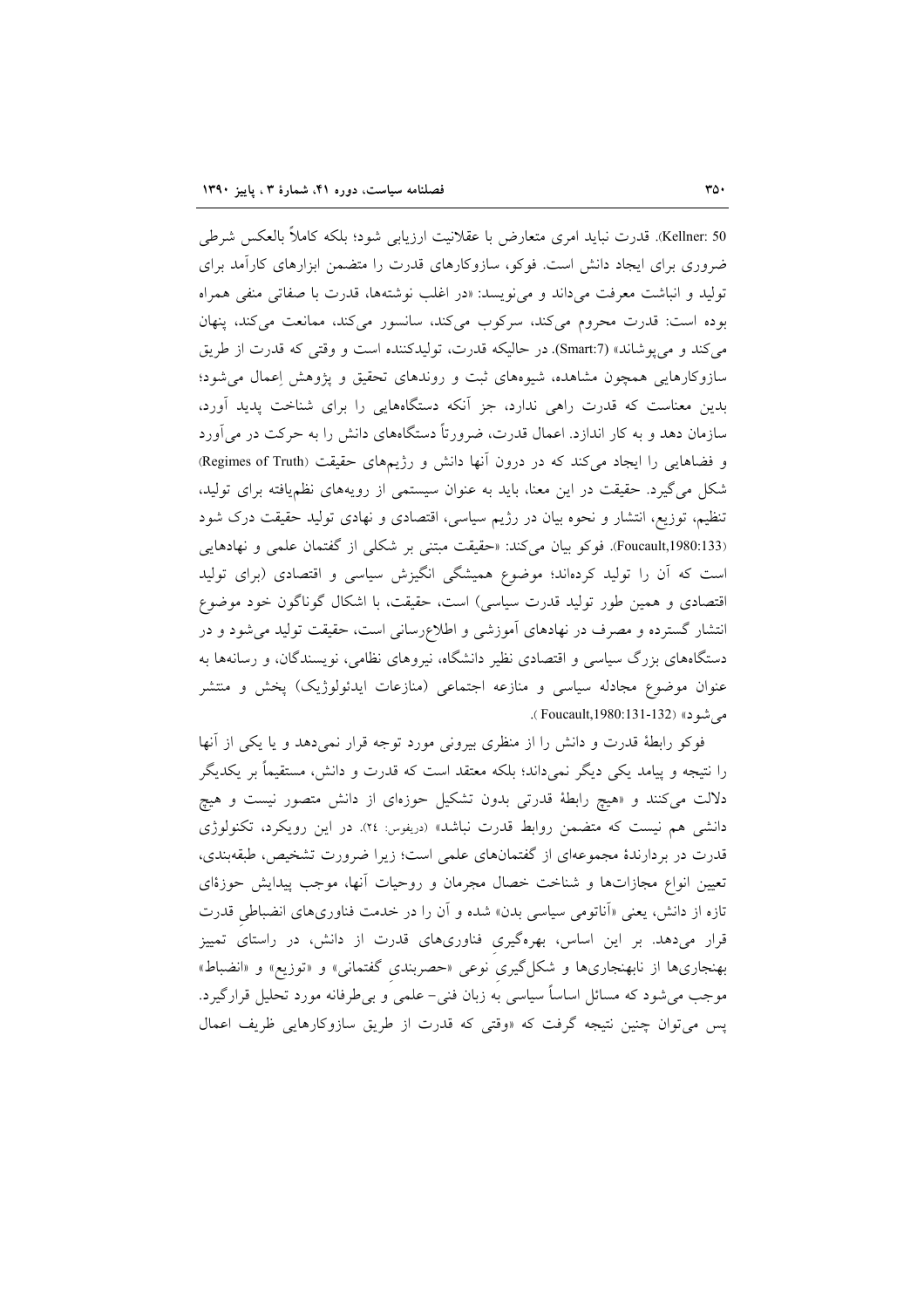Kellner: 50). قدرت نباید امری متعارض با عقلانیت ارزیابی شود؛ بلکه کاملاً بالعکس شرطی ضروری برای ایجاد دانش است. فوکو، سازوکارهای قدرت را متضمن ابزارهای کارآمد برای تولید و انباشت معرفت می‌داند و می‌نویسد: «در اغلب نوشته‌ها، قدرت با صفاتی منفی همراه بوده است: قدرت محروم می‌کند، سرکوب می‌کند، سانسور می‌کند، ممانعت می‌کند، پنهان می‌کند و می‌پوشاند» (Smart:7). در حالیکه قدرت، تولیدکننده است و وقتی که قدرت از طریق سازوکارهایی همچون مشاهده، شیوه‌های ثبت و روندهای تحقیق و پژوهش اِعمال می‌شود؛ بدین معناست که قدرت راهی ندارد، جز آنکه دستگاه‌هایی را برای شناخت پدید آورد، سازمان دهد و به کار اندازد. اعمال قدرت، ضرورتاً دستگاه‌های دانش را به حرکت در می‌آورد و فضاهایی را ایجاد می‌کند که در درون آنها دانش و رژیم‌های حقیقت (Regimes of Truth) شکل می‌گیرد. حقیقت در این معنا، باید به عنوان سیستمی از رویه‌های نظم‌یافته برای تولید، تنظیم، توزیع، انتشار و نحوه بیان در رژیم سیاسی، اقتصادی و نهادی تولید حقیقت درک شود (Foucault,1980:133). فوکو بیان می‌کند: «حقیقت مبتنی بر شکلی از گفتمان علمی و نهادهایی است که آن را تولید کرده‌اند؛ موضوع همیشگی انگیزش سیاسی و اقتصادی (برای تولید اقتصادی و همین طور تولید قدرت سیاسی) است، حقیقت، با اشکال گوناگون خود موضوع انتشار گسترده و مصرف در نهادهای آموزشی و اطلاع‌رسانی است، حقیقت تولید می‌شود و در دستگاه‌های بزرگ سیاسی و اقتصادی نظیر دانشگاه، نیروهای نظامی، نویسندگان، و رسانه‌ها به عنوان موضوع مجادله سیاسی و منازعه اجتماعی (منازعات ایدئولوژیک) پخش و منتشر می‌شود» (Foucault,1980:131-132).

فوکو رابطهٔ قدرت و دانش را از منظری بیرونی مورد توجه قرار نمی‌دهد و یا یکی از آنها را نتیجه و پیامد یکی دیگر نمی‌داند؛ بلکه معتقد است که قدرت و دانش، مستقیماً بر یکدیگر دلالت می‌کنند و «هیچ رابطهٔ قدرتی بدون تشکیل حوزه‌ای از دانش متصور نیست و هیچ دانشی هم نیست که متضمن روابط قدرت نباشد» (دریفوس: ٢٤). در این رویکرد، تکنولوژی قدرت در بردارندهٔ مجموعه‌ای از گفتمان‌های علمی است؛ زیرا ضرورت تشخیص، طبقه‌بندی، تعیین انواع مجازات‌ها و شناخت خصال مجرمان و روحیات آنها، موجب پیدایش حوزه‌ای تازه از دانش، یعنی «آناتومی سیاسی بدن» شده و آن را در خدمت فناوری‌های انضباطی قدرت قرار می‌دهد. بر این اساس، بهره‌گیری فناوری‌های قدرت از دانش، در راستای تمییز بهنجاری‌ها از نابهنجاری‌ها و شکل‌گیری نوعی «حصربندی گفتمانی» و «توزیع» و «انضباط» موجب می‌شود که مسائل اساساً سیاسی به زبان فنی- علمی و بی‌طرفانه مورد تحلیل قرارگیرد. پس می‌توان چنین نتیجه گرفت که «وقتی که قدرت از طریق سازوکارهایی ظریف اعمال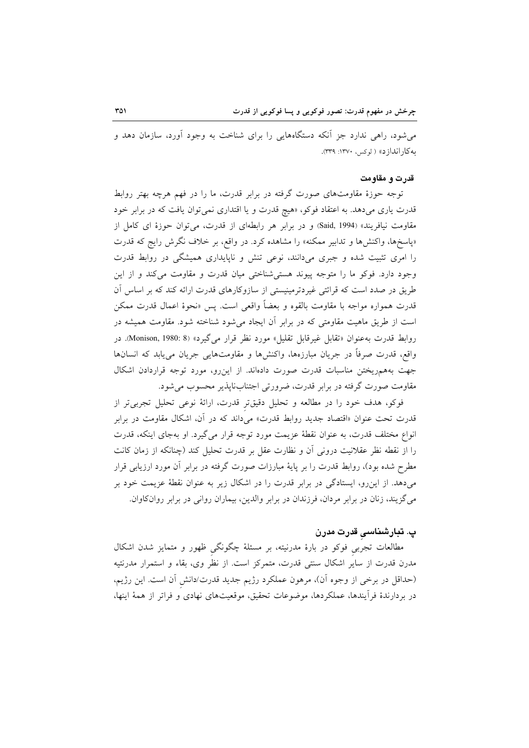می‌شود، راهی ندارد جز آنکه دستگاه‌هایی را برای شناخت به وجود آورد، سازمان دهد و به‌کاراندازد» ( لوکس، ۱۳۷۰: ۳۳۹).

### قدرت و مقاومت

توجه حوزهٔ مقاومت‌های صورت گرفته در برابر قدرت، ما را در فهم هرچه بهتر روابط قدرت یاری می‌دهد. به اعتقاد فوکو، «هیچ قدرت و یا اقتداری نمی‌توان یافت که در برابر خود مقاومت نیافریند» (Said, 1994) و در برابر هر رابطه‌ای از قدرت، می‌توان حوزهٔ ای کامل از «پاسخ‌ها، واکنش‌ها و تدابیر ممکنه» را مشاهده کرد. در واقع، بر خلاف نگرش رایج که قدرت را امری تثبیت شده و جبری می‌دانند، نوعی تنش و ناپایداری همیشگی در روابط قدرت وجود دارد. فوکو ما را متوجه پیوند هستی‌شناختی میان قدرت و مقاومت می‌کند و از این طریق در صدد است که قرائتی غیردترمینیستی از سازوکارهای قدرت ارائه کند که بر اساس آن قدرت همواره مواجه با مقاومت بالقوه و بعضاً واقعی است. پس «نحوهٔ اعمال قدرت ممکن است از طریق ماهیت مقاومتی که در برابر آن ایجاد می‌شود شناخته شود. مقاومت همیشه در روابط قدرت به‌عنوان «تقابل غیرقابل تقلیل» مورد نظر قرار می‌گیرد» (Monison, 1980: 8). در واقع، قدرت صرفاً در جریان مبارزه‌ها، واکنش‌ها و مقاومت‌هایی جریان می‌یابد که انسان‌ها جهت به‌هم‌ریختن مناسبات قدرت صورت داده‌اند. از این‌رو، مورد توجه قراردادن اشکال مقاومت صورت گرفته در برابر قدرت، ضرورتی اجتناب‌ناپذیر محسوب می‌شود.

فوکو، هدف خود را در مطالعه و تحلیل دقیق‌ترِ قدرت، ارائهٔ نوعی تحلیل تجربی‌تر از قدرت تحت عنوان «اقتصاد جدید روابط قدرت» می‌داند که در آن، اشکال مقاومت در برابر انواع مختلف قدرت، به عنوان نقطهٔ عزیمت مورد توجه قرار می‌گیرد. او به‌جای اینکه، قدرت را از نقطه نظر عقلانیت درونی آن و نظارت عقل بر قدرت تحلیل کند (چنانکه از زمان کانت مطرح شده بود)، روابط قدرت را بر پایهٔ مبارزات صورت گرفته در برابر آن مورد ارزیابی قرار می‌دهد. از این‌رو، ایستادگی در برابر قدرت را در اشکال زیر به عنوان نقطهٔ عزیمت خود بر می‌گزیند، زنان در برابر مردان، فرزندان در برابر والدین، بیماران روانی در برابر روان‌کاوان.

### پ. تبارشناسیِ قدرت مدرن

مطالعات تجربیِ فوکو در بارهٔ مدرنیته، بر مسئلهٔ چگونگیِ ظهور و متمایز شدن اشکال مدرن قدرت از سایرِ اشکال سنتی قدرت، متمرکز است. از نظرِ وی، بقاء و استمرار مدرنتیه (حداقل در برخی از وجوه آن)، مرهون عملکرد رژیم جدید قدرت/دانشِ آن است. این رژیم، در بردارندهٔ فرآیندها، عملکردها، موضوعات تحقیق، موقعیت‌های نهادی و فراتر از همهٔ اینها،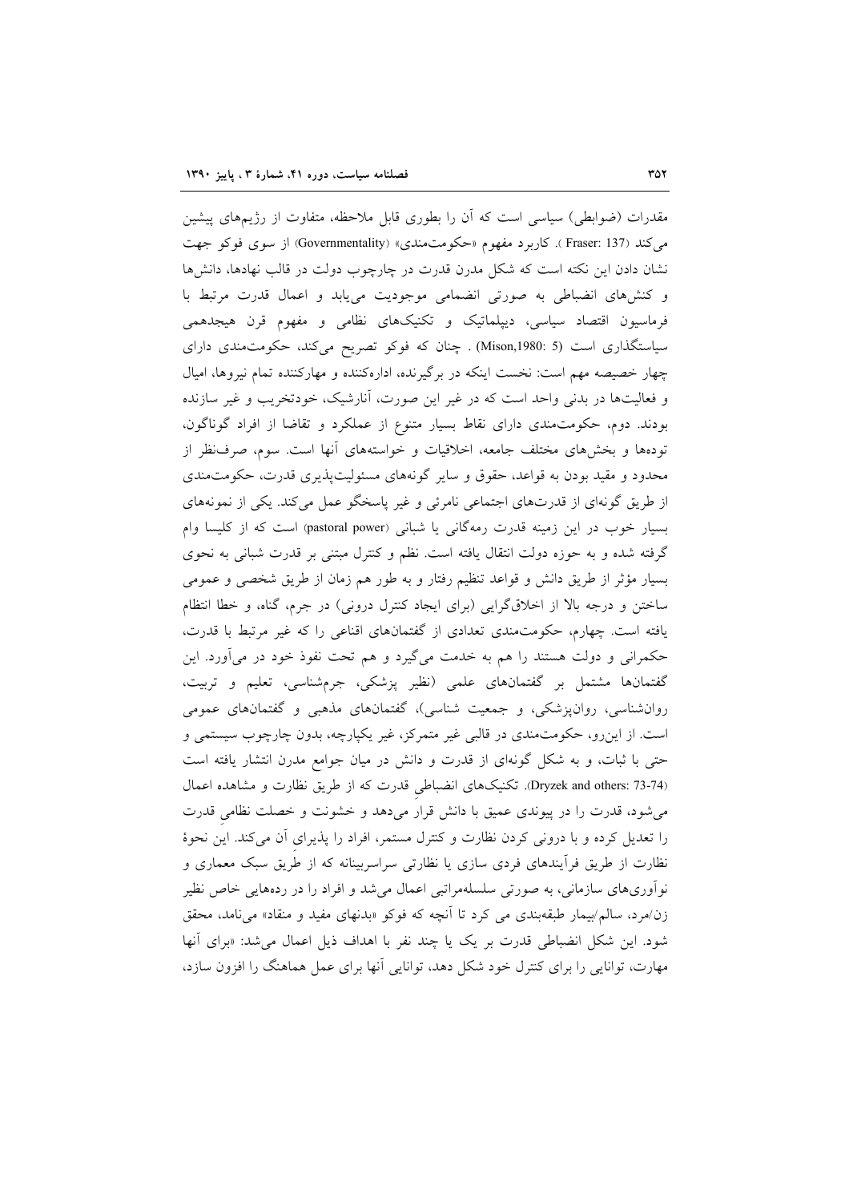مقدرات (ضوابطی) سیاسی است که آن را بطوری قابل ملاحظه، متفاوت از رژیم‌های پیشین می‌کند (Fraser: 137 ). کاربرد مفهوم «حکومت‌مندی» (Governmentality) از سوی فوکو جهت نشان دادن این نکته است که شکل مدرن قدرت در چارچوب دولت در قالب نهادها، دانش‌ها و کنش‌های انضباطی به صورتی انضمامی موجودیت می‌یابد و اعمال قدرت مرتبط با فرماسیون اقتصاد سیاسی، دیپلماتیک و تکنیک‌های نظامی و مفهوم قرن هیجدهمی سیاستگذاری است (Mison,1980: 5) . چنان که فوکو تصریح می‌کند، حکومت‌مندی دارای چهار خصیصه مهم است: نخست اینکه در برگیرنده، اداره‌کننده و مهارکننده تمام نیروها، امیال و فعالیت‌ها در بدنی واحد است که در غیر این صورت، آنارشیک، خودتخریب و غیر سازنده بودند. دوم، حکومت‌مندی دارای نقاط بسیار متنوع از عملکرد و تقاضا از افراد گوناگون، توده‌ها و بخش‌های مختلف جامعه، اخلاقیات و خواسته‌های آنها است. سوم، صرف‌نظر از محدود و مقید بودن به قواعد، حقوق و سایر گونه‌های مسئولیت‌پذیری قدرت، حکومت‌مندی از طریق گونه‌ای از قدرت‌های اجتماعی نامرئی و غیر پاسخگو عمل می‌کند. یکی از نمونه‌های بسیار خوب در این زمینه قدرت رمه‌گانی یا شبانی (pastoral power) است که از کلیسا وام گرفته شده و به حوزه دولت انتقال یافته است. نظم و کنترل مبتنی بر قدرت شبانی به نحوی بسیار مؤثر از طریق دانش و قواعد تنظیم رفتار و به طور هم زمان از طریق شخصی و عمومی ساختن و درجه بالا از اخلاق‌گرایی (برای ایجاد کنترل درونی) در جرم، گناه، و خطا انتظام یافته است. چهارم، حکومت‌مندی تعدادی از گفتمان‌های اقناعی را که غیر مرتبط با قدرت، حکمرانی و دولت هستند را هم به خدمت می‌گیرد و هم تحت نفوذ خود در می‌آورد. این گفتمان‌ها مشتمل بر گفتمان‌های علمی (نظیر پزشکی، جرم‌شناسی، تعلیم و تربیت، روان‌شناسی، روان‌پزشکی، و جمعیت شناسی)، گفتمان‌های مذهبی و گفتمان‌های عمومی است. از این‌رو، حکومت‌مندی در قالبی غیر متمرکز، غیر یکپارچه، بدون چارچوب سیستمی و حتی با ثبات، و به شکل گونه‌ای از قدرت و دانش در میان جوامع مدرن انتشار یافته است (Dryzek and others: 73-74). تکنیک‌های انضباطیِ قدرت که از طریق نظارت و مشاهده اعمال می‌شود، قدرت را در پیوندی عمیق با دانش قرار می‌دهد و خشونت و خصلت نظامیِ قدرت را تعدیل کرده و با درونی کردن نظارت و کنترل مستمر، افراد را پذیرای آن می‌کند. این نحوهٔ نظارت از طریق فرآیندهای فردی سازی یا نظارتی سراسربینانه که از طریق سبک معماری و نوآوری‌های سازمانی، به صورتی سلسله‌مراتبی اعمال می‌شد و افراد را در رده‌هایی خاص نظیر زن/مرد، سالم/بیمار طبقه‌بندی می کرد تا آنچه که فوکو «بدنهای مفید و منقاد» می‌نامد، محقق شود. این شکل انضباطی قدرت بر یک یا چند نفر با اهداف ذیل اعمال می‌شد: «برای آنها مهارت، توانایی را برای کنترل خود شکل دهد، توانایی آنها برای عمل هماهنگ را افزون سازد،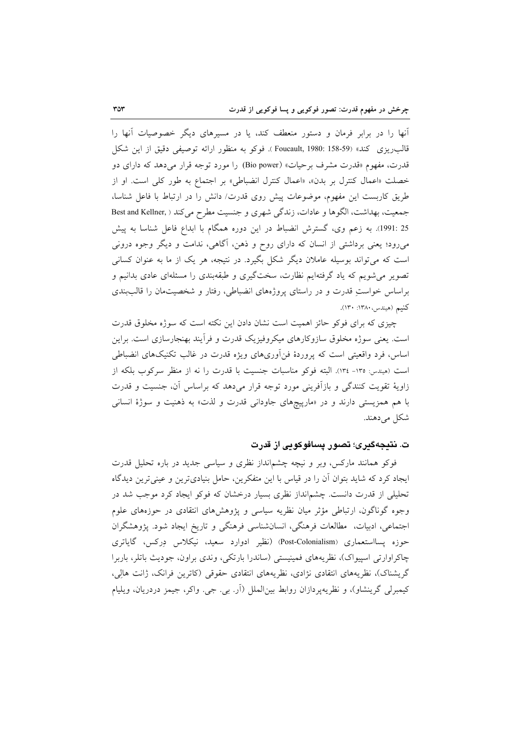آنها را در برابر فرمان و دستور منعطف کند، یا در مسیرهای دیگر خصوصیات آنها را قالب‌ریزی کند» (Foucault, 1980: 158-59). فوکو به منظور ارائه توصیفی دقیق از این شکل قدرت، مفهوم «قدرت مشرف برحیات» (Bio power) را مورد توجه قرار می‌دهد که دارای دو خصلت «اعمال کنترل بر بدن»، «اعمال کنترل انضباطی» بر اجتماع به طور کلی است. او از طریق کاربست این مفهوم، موضوعات پیش روی قدرت/ دانش را در ارتباط با فاعل شناسا، جمعیت، بهداشت، الگوها و عادات، زندگی شهری و جنسیت مطرح می‌کند (Best and Kellner, 1991: 25). به زعم وی، گسترش انضباط در این دوره همگام با ابداع فاعل شناسا به پیش می‌رود؛ یعنی برداشتی از انسان که دارای روح و ذهن، آگاهی، ندامت و دیگر وجوه درونی است که می‌تواند بوسیله عاملان دیگر شکل بگیرد. در نتیجه، هر یک از ما به عنوان کسانی تصویر می‌شویم که یاد گرفته‌ایم نظارت، سخت‌گیری و طبقه‌بندی را مسئله‌ای عادی بدانیم و براساس خواستِ قدرت و در راستای پروژه‌های انضباطی، رفتار و شخصیت‌مان را قالب‌بندی کنیم (هیندس،۱۳۸۰: ۱۳۰).

چیزی که برای فوکو حائز اهمیت است نشان دادن این نکته است که سوژه مخلوق قدرت است. یعنی سوژه مخلوق سازوکارهای میکروفیزیک قدرت و فرآیند بهنجارسازی است. براین اساس، فرد واقعیتی است که پروردهٔ فن‌آوری‌های ویژه قدرت در غالب تکنیک‌های انضباطی است (هیندس: ۱۳۵- ۱۳٤). البته فوکو مناسبات جنسیت با قدرت را نه از منظر سرکوب بلکه از زاویهٔ تقویت کنندگی و بازآفرینی مورد توجه قرار می‌دهد که براساس آن، جنسیت و قدرت با هم همزیستی دارند و در «مارپیچ‌های جاودانی قدرت و لذت» به ذهنیت و سوژهٔ انسانی شکل می‌دهند.

### ت. نتیجه‌گیری؛ تصور پسافوکویی از قدرت

فوکو همانند مارکس، وبر و نیچه چشم‌انداز نظری و سیاسی جدید در باره تحلیل قدرت ایجاد کرد که شاید بتوان آن را در قیاس با این متفکرین، حامل بنیادی‌ترین و عینی‌ترین دیدگاه تحلیلی از قدرت دانست. چشم‌انداز نظری بسیار درخشان که فوکو ایجاد کرد موجب شد در وجوه گوناگون، ارتباطی مؤثر میان نظریه سیاسی و پژوهش‌های انتقادی در حوزه‌های علوم اجتماعی، ادبیات، مطالعات فرهنگی، انسان‌شناسی فرهنگی و تاریخ ایجاد شود. پژوهشگران حوزه پسااستعماری (Post-Colonialism) (نظیر ادوارد سعید، نیکلاس دِرکس، گایاتری چاکراوارتی اسپیواک)، نظریه‌های فمینیستی (ساندرا بارتکی، وندی براون، جودیث باتلر، باربرا گریشناک)، نظریه‌های انتقادی نژادی، نظریه‌های انتقادی حقوقی (کاترین فرانک، ژانت هالِی، کیمبرلی گرینشاو)، و نظریه‌پردازان روابط بین‌الملل (آر. بی. جی. واکر، جیمز دردریان، ویلیام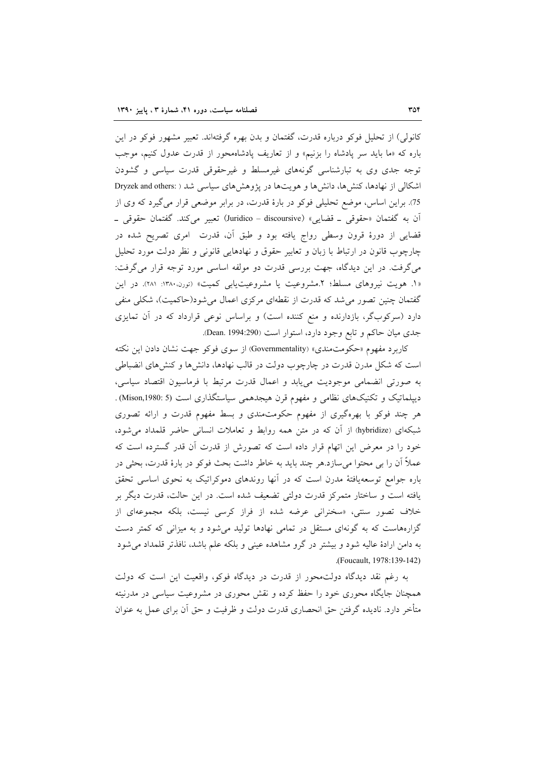کانونی) از تحلیل فوکو درباره قدرت، گفتمان و بدن بهره گرفته‌اند. تعبیر مشهور فوکو در این باره که «ما باید سر پادشاه را بزنیم» و از تعاریف پادشاه‌محور از قدرت عدول کنیم، موجب توجه جدی وی به تبارشناسی گونه‌های غیرمسلط و غیرحقوقی قدرت سیاسی و گشودن اشکالی از نهادها، کنش‌ها، دانش‌ها و هویت‌ها در پژوهش‌های سیاسی شد ( Dryzek and others: 75). براین اساس، موضع تحلیلی فوکو در بارهٔ قدرت، در برابر موضعی قرار می‌گیرد که وی از آن به گفتمان «حقوقی ـ قضایی» (Juridico – discoursive) تعبیر می‌کند. گفتمان حقوقی ـ قضایی از دورهٔ قرون وسطی رواج یافته بود و طبق آن، قدرت امری تصریح شده در چارچوب قانون در ارتباط با زبان و تعابیر حقوق و نهادهایی قانونی و نظر دولت مورد تحلیل می‌گرفت. در این دیدگاه، جهت بررسی قدرت دو مولفه اساسی مورد توجه قرار می‌گرفت: «۱. هویت نیروهای مسلط؛ ۲.مشروعیت یا مشروعیت‌یابی کمیت» (تورن،۱۳۸۰: ۲۸۱). در این گفتمان چنین تصور می‌شد که قدرت از نقطه‌ای مرکزی اعمال می‌شود(حاکمیت)، شکلی منفی دارد (سرکوبگر، بازدارنده و منع کننده است) و براساس نوعی قرارداد که در آن تمایزی جدی میان حاکم و تابع وجود دارد، استوار است (Dean. 1994:290).

کاربرد مفهوم «حکومت‌مندی» (Governmentality) از سوی فوکو جهت نشان دادن این نکته است که شکل مدرن قدرت در چارچوب دولت در قالب نهادها، دانش‌ها و کنش‌های انضباطی به صورتی انضمامی موجودیت می‌یابد و اعمال قدرت مرتبط با فرماسیون اقتصاد سیاسی، دیپلماتیک و تکنیک‌های نظامی و مفهوم قرن هیجدهمی سیاستگذاری است (Mison,1980: 5) . هر چند فوکو با بهره‌گیری از مفهوم حکومت‌مندی و بسط مفهوم قدرت و ارائه تصوری شبکه‌ای (hybridize) از آن که در متن همه روابط و تعاملات انسانی حاضر قلمداد می‌شود، خود را در معرض این اتهام قرار داده است که تصورش از قدرت آن قدر گسترده است که عملاً آن را بی محتوا می‌سازد.هر چند باید به خاطر داشت بحث فوکو در بارهٔ قدرت، بحثی در باره جوامع توسعه‌یافتهٔ مدرن است که در آنها روندهای دموکراتیک به نحوی اساسی تحقق یافته است و ساختار متمرکز قدرت دولتی تضعیف شده است. در این حالت، قدرت دیگر بر خلاف تصور سنتی، «سخنرانی عرضه شده از فراز کرسی نیست، بلکه مجموعه‌ای از گزاره‌هاست که به گونه‌ای مستقل در تمامی نهادها تولید می‌شود و به میزانی که کمتر دست به دامن ارادهٔ عالیه شود و بیشتر در گرو مشاهده عینی و بلکه علم باشد، نافذتر قلمداد می‌شود (Foucault, 1978:139-142).

به رغم نقد دیدگاه دولت‌محور از قدرت در دیدگاه فوکو، واقعیت این است که دولت همچنان جایگاه محوری خود را حفظ کرده و نقش محوری در مشروعیت سیاسی در مدرنیته متأخر دارد. نادیده گرفتن حق انحصاری قدرت دولت و ظرفیت و حق آن برای عمل به عنوان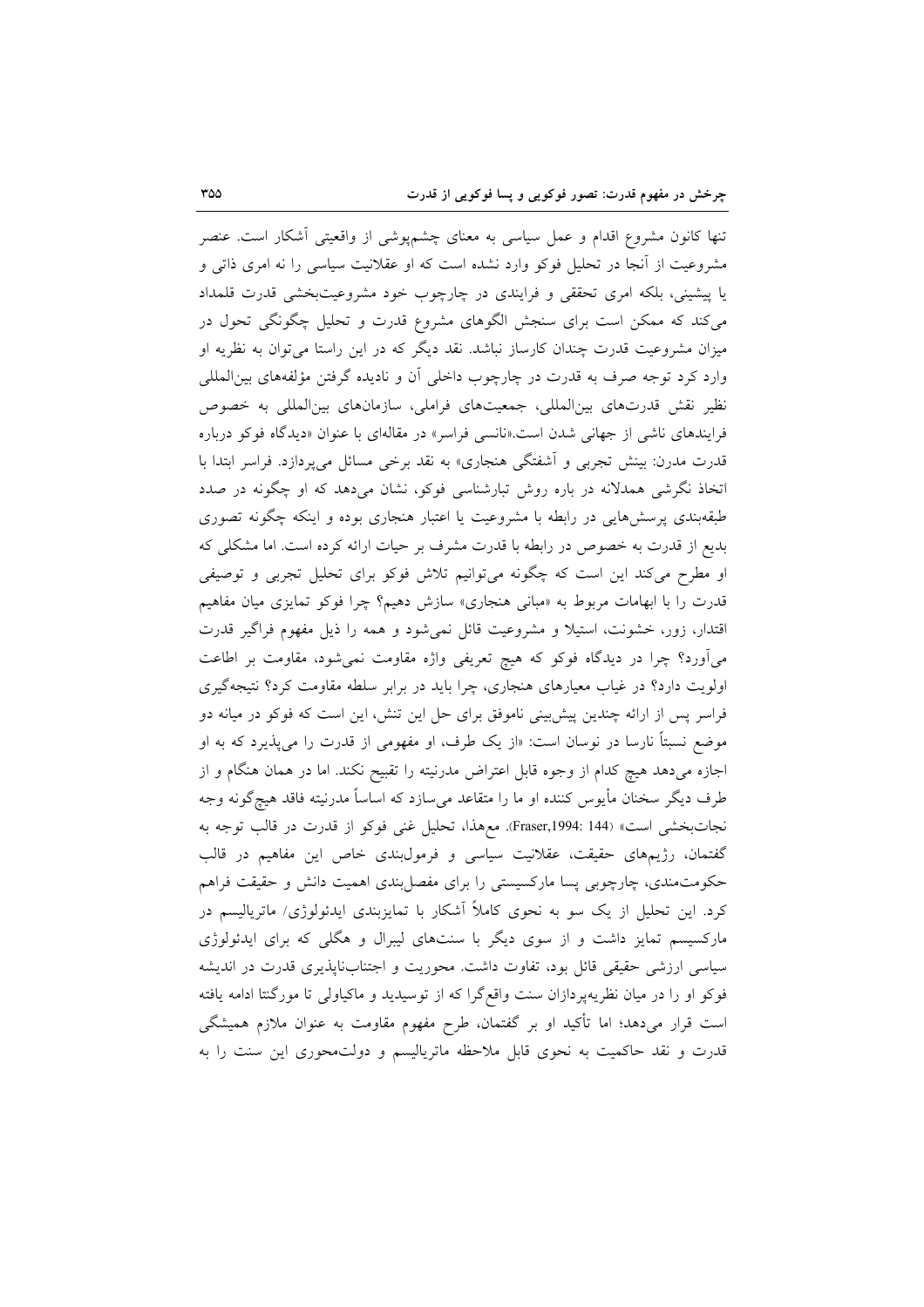تنها کانون مشروع اقدام و عمل سیاسی به معنای چشم‌پوشی از واقعیتی آشکار است. عنصر مشروعیت از آنجا در تحلیل فوکو وارد نشده است که او عقلانیت سیاسی را نه امری ذاتی و یا پیشینی، بلکه امری تحققی و فرایندی در چارچوب خود مشروعیت‌بخشی قدرت قلمداد می‌کند که ممکن است برای سنجش الگوهای مشروع قدرت و تحلیل چگونگی تحول در میزان مشروعیت قدرت چندان کارساز نباشد. نقد دیگر که در این راستا می‌توان به نظریه او وارد کرد توجه صرف به قدرت در چارچوب داخلی آن و نادیده گرفتن مؤلفه‌های بین‌المللی نظیر نقش قدرت‌های بین‌المللی، جمعیت‌های فراملی، سازمان‌های بین‌المللی به خصوص فرایندهای ناشی از جهانی شدن است.«نانسی فراسر» در مقاله‌ای با عنوان «دیدگاه فوکو درباره قدرت مدرن: بینش تجربی و آشفتگی هنجاری» به نقد برخی مسائل می‌پردازد. فراسر ابتدا با اتخاذ نگرشی همدلانه در باره روش تبارشناسی فوکو، نشان می‌دهد که او چگونه در صدد طبقه‌بندی پرسش‌هایی در رابطه با مشروعیت یا اعتبار هنجاری بوده و اینکه چگونه تصوری بدیع از قدرت به خصوص در رابطه با قدرت مشرف بر حیات ارائه کرده است. اما مشکلی که او مطرح می‌کند این است که چگونه می‌توانیم تلاش فوکو برای تحلیل تجربی و توصیفی قدرت را با ابهامات مربوط به «مبانی هنجاری» سازش دهیم؟ چرا فوکو تمایزی میان مفاهیم اقتدار، زور، خشونت، استیلا و مشروعیت قائل نمی‌شود و همه را ذیل مفهوم فراگیر قدرت می‌آورد؟ چرا در دیدگاه فوکو که هیچ تعریفی واژه مقاومت نمی‌شود، مقاومت بر اطاعت اولویت دارد؟ در غیاب معیارهای هنجاری، چرا باید در برابر سلطه مقاومت کرد؟ نتیجه‌گیری فراسر پس از ارائه چندین پیش‌بینی ناموفق برای حل این تنش، این است که فوکو در میانه دو موضع نسبتاً نارسا در نوسان است: «از یک طرف، او مفهومی از قدرت را می‌پذیرد که به او اجازه می‌دهد هیچ کدام از وجوه قابل اعتراض مدرنیته را تقبیح نکند. اما در همان هنگام و از طرف دیگر سخنان مأیوس کننده او ما را متقاعد می‌سازد که اساساً مدرنیته فاقد هیچ‌گونه وجه نجات‌بخشی است» (Fraser,1994: 144). مع‌هذا، تحلیل غنی فوکو از قدرت در قالب توجه به گفتمان، رژیم‌های حقیقت، عقلانیت سیاسی و فرمول‌بندی خاص این مفاهیم در قالب حکومت‌مندی، چارچوبی پسا مارکسیستی را برای مفصل‌بندی اهمیت دانش و حقیقت فراهم کرد. این تحلیل از یک سو به نحوی کاملاً آشکار با تمایزبندی ایدئولوژی/ ماتریالیسم در مارکسیسم تمایز داشت و از سوی دیگر با سنت‌های لیبرال و هگلی که برای ایدئولوژی سیاسی ارزشی حقیقی قائل بود، تفاوت داشت. محوریت و اجتناب‌ناپذیری قدرت در اندیشه فوکو او را در میان نظریه‌پردازان سنت واقع‌گرا که از توسیدید و ماکیاولی تا مورگنتا ادامه یافته است قرار می‌دهد؛ اما تأکید او بر گفتمان، طرح مفهوم مقاومت به عنوان ملازم همیشگی قدرت و نقد حاکمیت به نحوی قابل ملاحظه ماتریالیسم و دولت‌محوری این سنت را به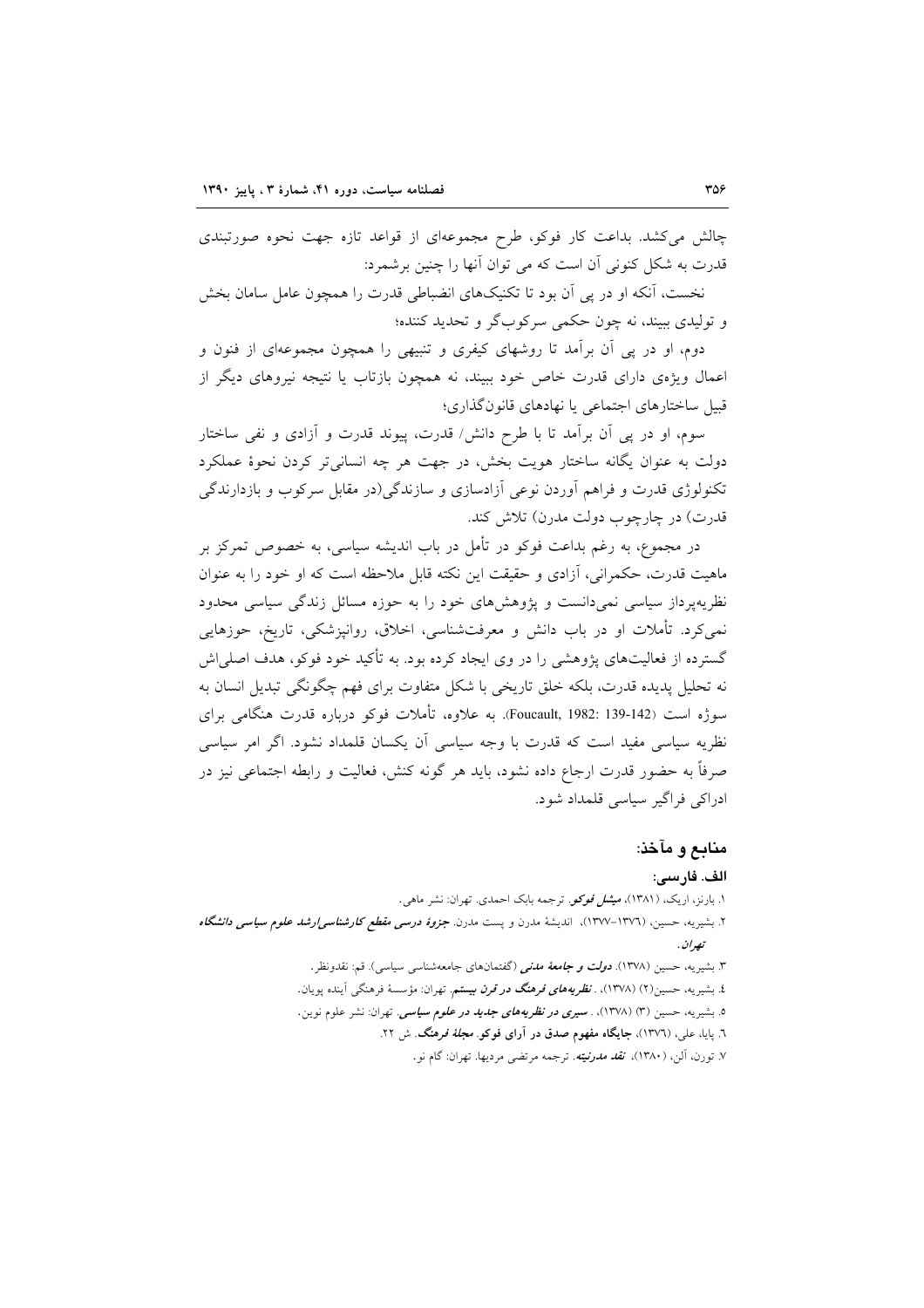چالش می‌کشد. بداعت کار فوکو، طرح مجموعه‌ای از قواعد تازه جهت نحوه صورتبندی قدرت به شکل کنونی آن است که می توان آنها را چنین برشمرد:

نخست، آنکه او در پی آن بود تا تکنیک‌های انضباطی قدرت را همچون عامل سامان بخش و تولیدی ببیند، نه چون حکمی سرکوب‌گر و تحدید کننده؛

دوم، او در پی آن برآمد تا روشهای کیفری و تنبیهی را همچون مجموعه‌ای از فنون و اعمال ویژه‌ی دارای قدرت خاص خود ببیند، نه همچون بازتاب یا نتیجه نیروهای دیگر از قبیل ساختارهای اجتماعی یا نهادهای قانون‌گذاری؛

سوم، او در پی آن برآمد تا با طرح دانش/ قدرت، پیوند قدرت و آزادی و نفی ساختار دولت به عنوان یگانه ساختار هویت بخش، در جهت هر چه انسانی‌تر کردن نحوهٔ عملکرد تکنولوژی قدرت و فراهم آوردن نوعی آزادسازی و سازندگی(در مقابل سرکوب و بازدارندگی قدرت) در چارچوب دولت مدرن) تلاش کند.

در مجموع، به رغم بداعت فوکو در تأمل در باب اندیشه سیاسی، به خصوص تمرکز بر ماهیت قدرت، حکمرانی، آزادی و حقیقت این نکته قابل ملاحظه است که او خود را به عنوان نظریه‌پرداز سیاسی نمی‌دانست و پژوهش‌های خود را به حوزه مسائل زندگی سیاسی محدود نمی‌کرد. تأملات او در باب دانش و معرفت‌شناسی، اخلاق، روانپزشکی، تاریخ، حوزهایی گسترده از فعالیت‌های پژوهشی را در وی ایجاد کرده بود. به تأکید خود فوکو، هدف اصلی‌اش نه تحلیل پدیده قدرت، بلکه خلق تاریخی با شکل متفاوت برای فهم چگونگی تبدیل انسان به سوژه است (Foucault, 1982: 139-142). به علاوه، تأملات فوکو درباره قدرت هنگامی برای نظریه سیاسی مفید است که قدرت با وجه سیاسی آن یکسان قلمداد نشود. اگر امر سیاسی صرفاً به حضور قدرت ارجاع داده نشود، باید هر گونه کنش، فعالیت و رابطه اجتماعی نیز در ادراکی فراگیر سیاسی قلمداد شود.

## منابع و مآخذ:

### الف. فارسی:

۱. بارنز، اریک، (۱۳۸۱)، ***میشل فوکو***. ترجمه بابک احمدی. تهران: نشر ماهی.

۲. بشیریه، حسین، (۱۳۷۶-۱۳۷۷)، اندیشهٔ مدرن و پست مدرن. ***جزوهٔ درسی مقطع کارشناسی‌ارشد علوم سیاسی دانشگاه تهران***.

۳. بشیریه، حسین (۱۳۷۸). ***دولت و جامعهٔ مدنی*** (گفتمان‌های جامعه‌شناسی سیاسی). قم: نقدونظر.

٤. بشیریه، حسین(۲) (۱۳۷۸)، . ***نظریه‌های فرهنگ در قرن بیستم***. تهران: مؤسسهٔ فرهنگی آینده پویان.

٥. بشیریه، حسین (۳) (۱۳۷۸)، . ***سیری در نظریه‌های جدید در علوم سیاسی***. تهران: نشر علوم نوین.

٦. پایا، علی، (۱۳۷٦)، **جایگاه مفهوم صدق در آرای فوکو**. ***مجلهٔ فرهنگ***. ش ۲۲.

۷. تورن، آلن، (۱۳۸۰)، ***نقد مدرنیته***. ترجمه مرتضی مردیها. تهران: گام نو.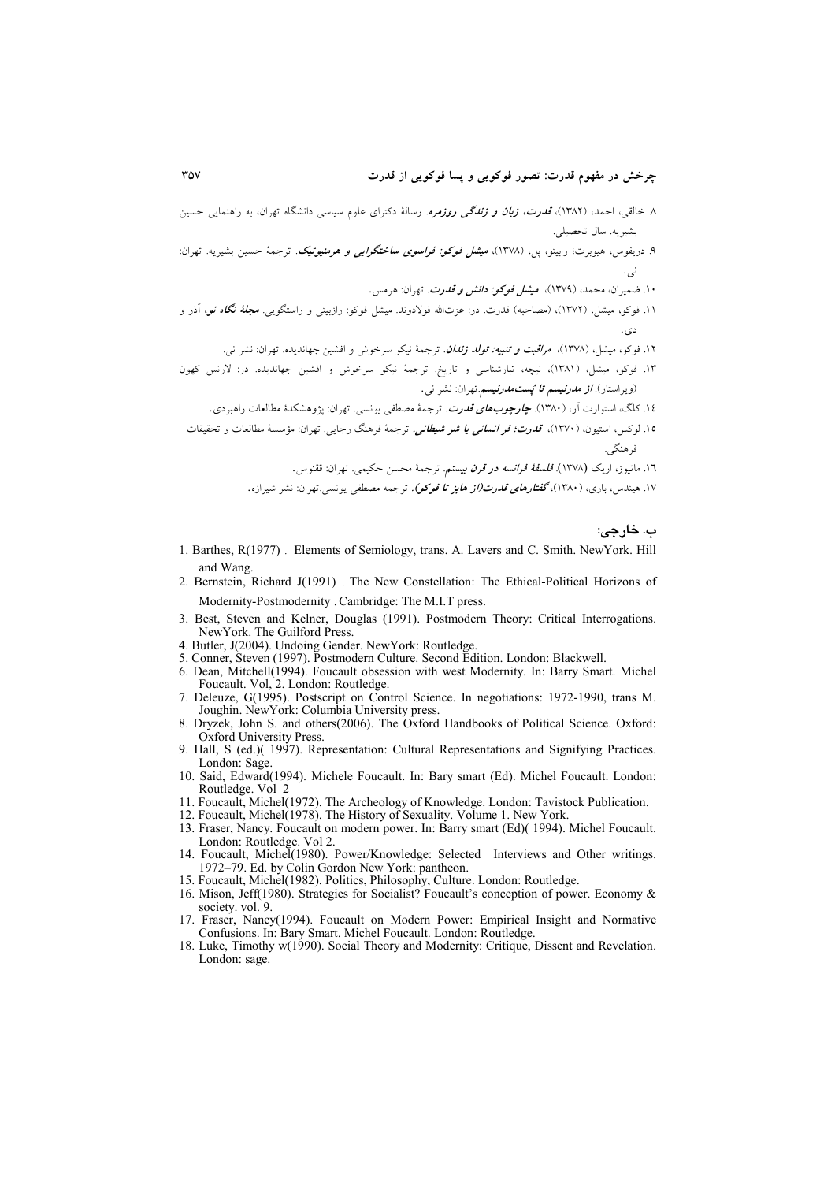۸. خالقی، احمد، (۱۳۸۲)، ***قدرت، زبان و زندگی روزمره***. رسالهٔ دکترای علوم سیاسی دانشگاه تهران، به راهنمایی حسین بشیریه. سال تحصیلی.

۹. دریفوس، هیوبرت؛ رابینو، پل، (۱۳۷۸)، ***میشل فوکو: فراسوی ساختگرایی و هرمنیوتیک***. ترجمهٔ حسین بشیریه. تهران: نی.

۱۰. ضمیران، محمد، (۱۳۷۹)، ***میشل فوکو: دانش و قدرت***. تهران: هرمس.

۱۱. فوکو، میشل، (۱۳۷۲)، (مصاحبه) قدرت. در: عزت‌الله فولادوند. میشل فوکو: رازبینی و راستگویی. ***مجلهٔ نگاه نو***، آذر و دی.

۱۲. فوکو، میشل، (۱۳۷۸)، ***مراقبت و تنبیه: تولد زندان***. ترجمهٔ نیکو سرخوش و افشین جهاندیده. تهران: نشر نی.

۱۳. فوکو، میشل، (۱۳۸۱)، نیچه، تبارشناسی و تاریخ. ترجمهٔ نیکو سرخوش و افشین جهاندیده. در: لارنس کهون (ویراستار). ***از مدرنیسم تا پست‌مدرنیسم***.تهران: نشر نی.

۱٤. کلگ، استوارت آر، (۱۳۸۰). ***چارچوب‌های قدرت***. ترجمهٔ مصطفی یونسی. تهران: پژوهشکدهٔ مطالعات راهبردی.

۱۵. لوکس، استیون، (۱۳۷۰)، ***قدرت؛ فر انسانی یا شر شیطانی***. ترجمهٔ فرهنگ رجایی. تهران: مؤسسهٔ مطالعات و تحقیقات فرهنگی.

۱٦. ماتیوز، اریک (۱۳۷۸). ***فلسفهٔ فرانسه در قرن بیستم***. ترجمهٔ محسن حکیمی. تهران: ققنوس.

۱۷. هیندس، باری، (۱۳۸۰)، ***گفتارهای قدرت(از هابز تا فوکو)***. ترجمه مصطفی یونسی.تهران: نشر شیرازه.

### ب. خارجی:

1. Barthes, R(1977) . Elements of Semiology, trans. A. Lavers and C. Smith. NewYork. Hill and Wang.
2. Bernstein, Richard J(1991) . The New Constellation: The Ethical-Political Horizons of Modernity-Postmodernity . Cambridge: The M.I.T press.
3. Best, Steven and Kelner, Douglas (1991). Postmodern Theory: Critical Interrogations. NewYork. The Guilford Press.
4. Butler, J(2004). Undoing Gender. NewYork: Routledge.
5. Conner, Steven (1997). Postmodern Culture. Second Edition. London: Blackwell.
6. Dean, Mitchell(1994). Foucault obsession with west Modernity. In: Barry Smart. Michel Foucault. Vol, 2. London: Routledge.
7. Deleuze, G(1995). Postscript on Control Science. In negotiations: 1972-1990, trans M. Joughin. NewYork: Columbia University press.
8. Dryzek, John S. and others(2006). The Oxford Handbooks of Political Science. Oxford: Oxford University Press.
9. Hall, S (ed.)( 1997). Representation: Cultural Representations and Signifying Practices. London: Sage.
10. Said, Edward(1994). Michele Foucault. In: Bary smart (Ed). Michel Foucault. London: Routledge. Vol 2
11. Foucault, Michel(1972). The Archeology of Knowledge. London: Tavistock Publication.
12. Foucault, Michel(1978). The History of Sexuality. Volume 1. New York.
13. Fraser, Nancy. Foucault on modern power. In: Barry smart (Ed)( 1994). Michel Foucault. London: Routledge. Vol 2.
14. Foucault, Michel(1980). Power/Knowledge: Selected Interviews and Other writings. 1972–79. Ed. by Colin Gordon New York: pantheon.
15. Foucault, Michel(1982). Politics, Philosophy, Culture. London: Routledge.
16. Mison, Jeff(1980). Strategies for Socialist? Foucault's conception of power. Economy & society. vol. 9.
17. Fraser, Nancy(1994). Foucault on Modern Power: Empirical Insight and Normative Confusions. In: Bary Smart. Michel Foucault. London: Routledge.
18. Luke, Timothy w(1990). Social Theory and Modernity: Critique, Dissent and Revelation. London: sage.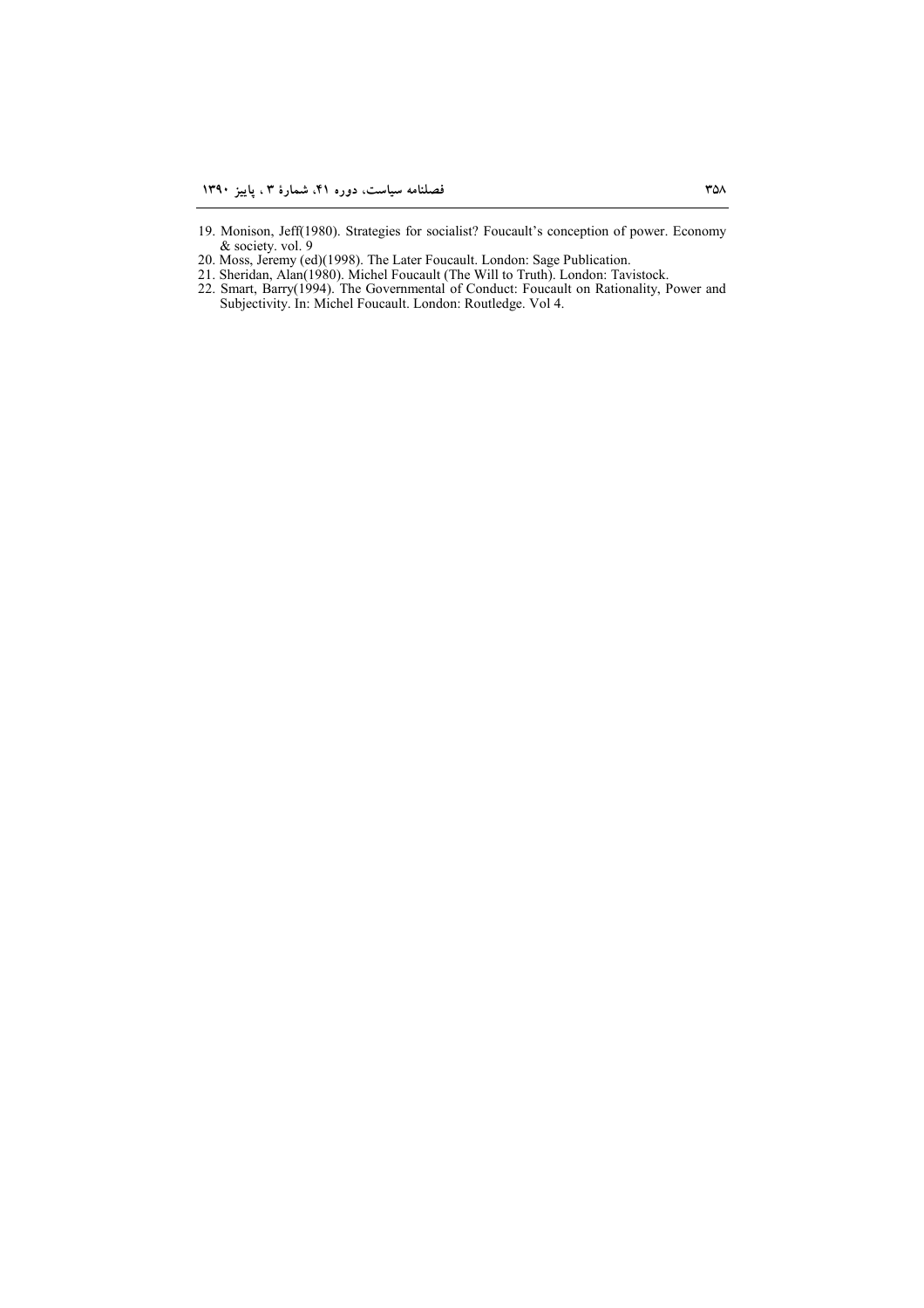19. Monison, Jeff(1980). Strategies for socialist? Foucault's conception of power. Economy & society. vol. 9
20. Moss, Jeremy (ed)(1998). The Later Foucault. London: Sage Publication.
21. Sheridan, Alan(1980). Michel Foucault (The Will to Truth). London: Tavistock.
22. Smart, Barry(1994). The Governmental of Conduct: Foucault on Rationality, Power and Subjectivity. In: Michel Foucault. London: Routledge. Vol 4.